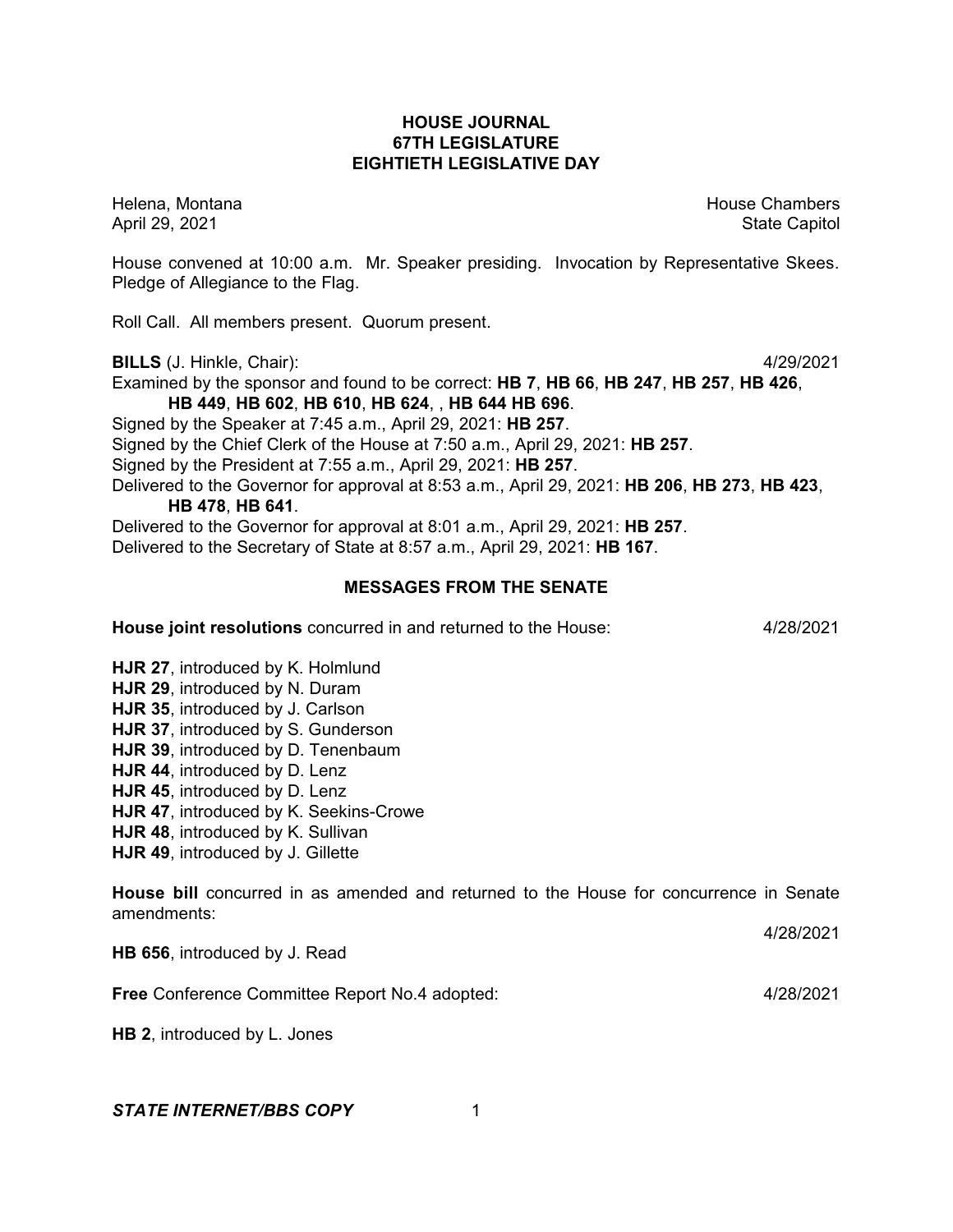# HOUSE JOURNAL
## 67TH LEGISLATURE
## EIGHTIETH LEGISLATIVE DAY

Helena, Montana House Chambers
April 29, 2021 State Capitol

House convened at 10:00 a.m. Mr. Speaker presiding. Invocation by Representative Skees. Pledge of Allegiance to the Flag.

Roll Call. All members present. Quorum present.

**BILLS** (J. Hinkle, Chair): 4/29/2021

Examined by the sponsor and found to be correct: **HB 7**, **HB 66**, **HB 247**, **HB 257**, **HB 426**, **HB 449**, **HB 602**, **HB 610**, **HB 624**, , **HB 644 HB 696**.

Signed by the Speaker at 7:45 a.m., April 29, 2021: **HB 257**.

Signed by the Chief Clerk of the House at 7:50 a.m., April 29, 2021: **HB 257**.

Signed by the President at 7:55 a.m., April 29, 2021: **HB 257**.

Delivered to the Governor for approval at 8:53 a.m., April 29, 2021: **HB 206**, **HB 273**, **HB 423**, **HB 478**, **HB 641**.

Delivered to the Governor for approval at 8:01 a.m., April 29, 2021: **HB 257**.

Delivered to the Secretary of State at 8:57 a.m., April 29, 2021: **HB 167**.

## MESSAGES FROM THE SENATE

**House joint resolutions** concurred in and returned to the House: 4/28/2021

**HJR 27**, introduced by K. Holmlund
**HJR 29**, introduced by N. Duram
**HJR 35**, introduced by J. Carlson
**HJR 37**, introduced by S. Gunderson
**HJR 39**, introduced by D. Tenenbaum
**HJR 44**, introduced by D. Lenz
**HJR 45**, introduced by D. Lenz
**HJR 47**, introduced by K. Seekins-Crowe
**HJR 48**, introduced by K. Sullivan
**HJR 49**, introduced by J. Gillette

**House bill** concurred in as amended and returned to the House for concurrence in Senate amendments: 4/28/2021

**HB 656**, introduced by J. Read

**Free** Conference Committee Report No.4 adopted: 4/28/2021

**HB 2**, introduced by L. Jones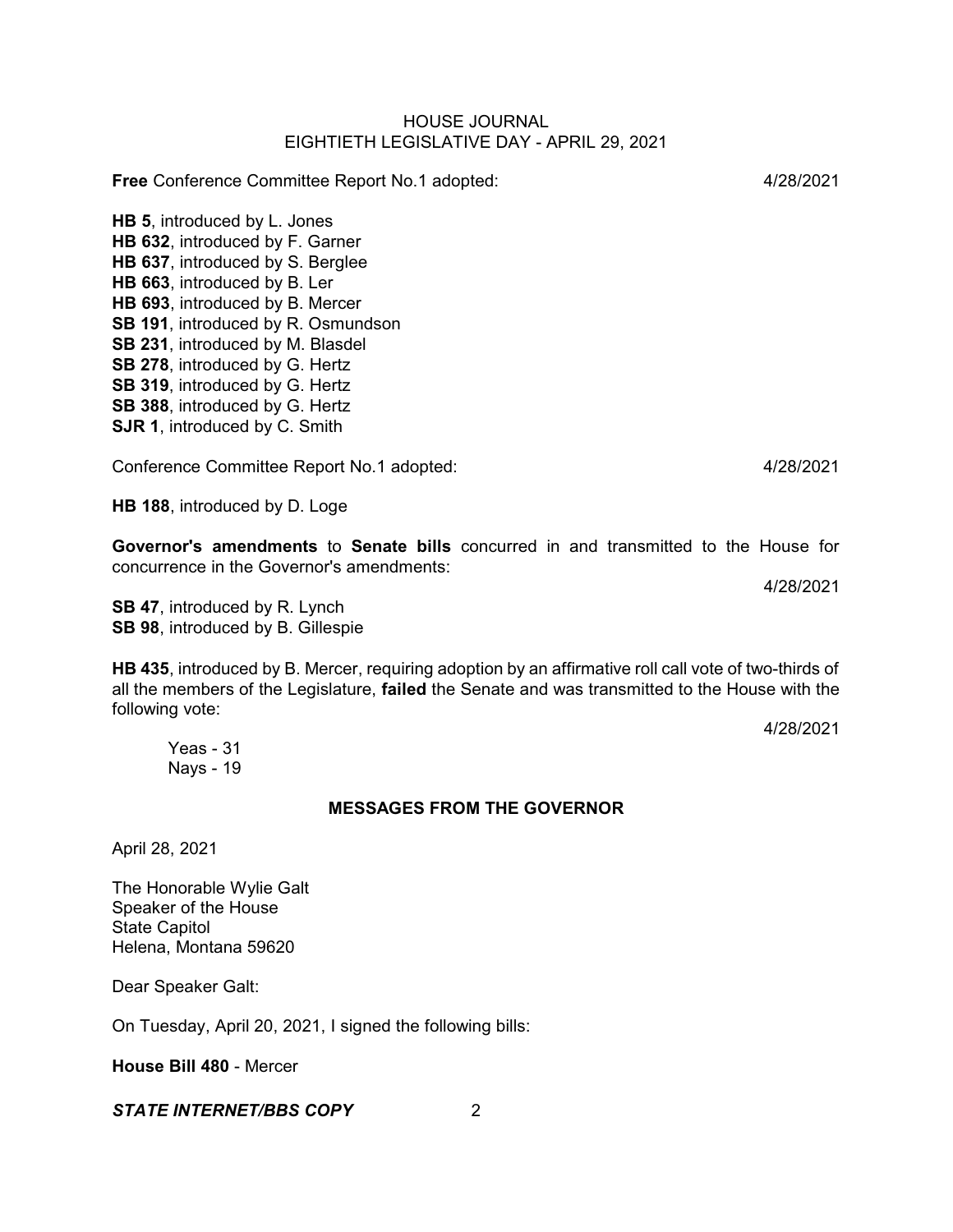**Free** Conference Committee Report No.1 adopted: 4/28/2021

**HB 5**, introduced by L. Jones
**HB 632**, introduced by F. Garner
**HB 637**, introduced by S. Berglee
**HB 663**, introduced by B. Ler
**HB 693**, introduced by B. Mercer
**SB 191**, introduced by R. Osmundson
**SB 231**, introduced by M. Blasdel
**SB 278**, introduced by G. Hertz
**SB 319**, introduced by G. Hertz
**SB 388**, introduced by G. Hertz
**SJR 1**, introduced by C. Smith

Conference Committee Report No.1 adopted: 4/28/2021

**HB 188**, introduced by D. Loge

**Governor's amendments** to **Senate bills** concurred in and transmitted to the House for concurrence in the Governor's amendments:

4/28/2021

**SB 47**, introduced by R. Lynch
**SB 98**, introduced by B. Gillespie

**HB 435**, introduced by B. Mercer, requiring adoption by an affirmative roll call vote of two-thirds of all the members of the Legislature, **failed** the Senate and was transmitted to the House with the following vote:

4/28/2021

Yeas - 31
Nays - 19

## MESSAGES FROM THE GOVERNOR

April 28, 2021

The Honorable Wylie Galt
Speaker of the House
State Capitol
Helena, Montana 59620

Dear Speaker Galt:

On Tuesday, April 20, 2021, I signed the following bills:

**House Bill 480** - Mercer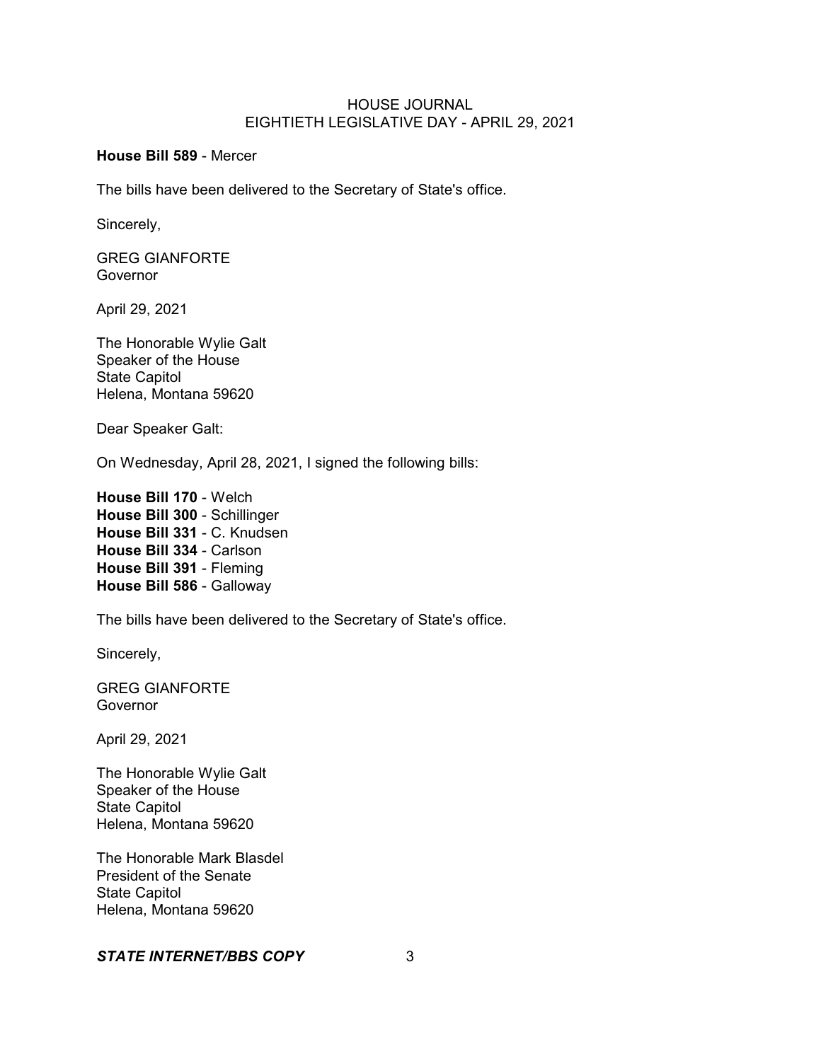**House Bill 589** - Mercer

The bills have been delivered to the Secretary of State's office.

Sincerely,

GREG GIANFORTE
Governor

April 29, 2021

The Honorable Wylie Galt
Speaker of the House
State Capitol
Helena, Montana 59620

Dear Speaker Galt:

On Wednesday, April 28, 2021, I signed the following bills:

**House Bill 170** - Welch
**House Bill 300** - Schillinger
**House Bill 331** - C. Knudsen
**House Bill 334** - Carlson
**House Bill 391** - Fleming
**House Bill 586** - Galloway

The bills have been delivered to the Secretary of State's office.

Sincerely,

GREG GIANFORTE
Governor

April 29, 2021

The Honorable Wylie Galt
Speaker of the House
State Capitol
Helena, Montana 59620

The Honorable Mark Blasdel
President of the Senate
State Capitol
Helena, Montana 59620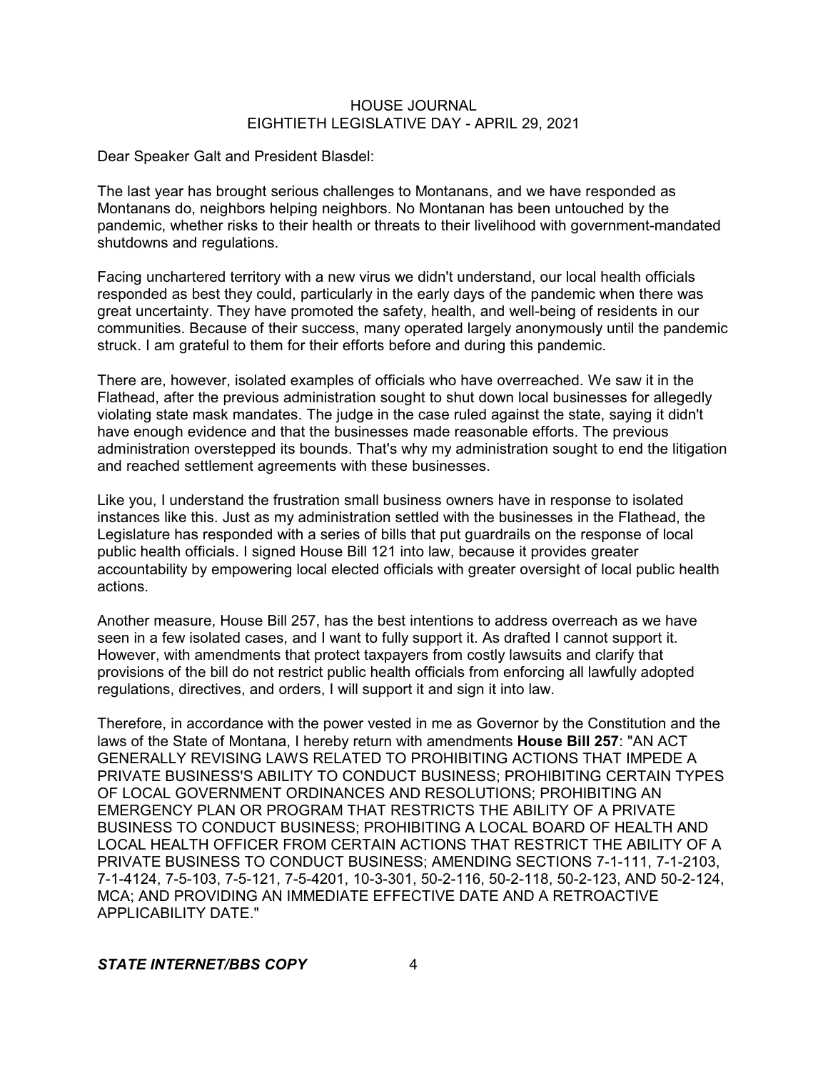Dear Speaker Galt and President Blasdel:

The last year has brought serious challenges to Montanans, and we have responded as Montanans do, neighbors helping neighbors. No Montanan has been untouched by the pandemic, whether risks to their health or threats to their livelihood with government-mandated shutdowns and regulations.

Facing unchartered territory with a new virus we didn't understand, our local health officials responded as best they could, particularly in the early days of the pandemic when there was great uncertainty. They have promoted the safety, health, and well-being of residents in our communities. Because of their success, many operated largely anonymously until the pandemic struck. I am grateful to them for their efforts before and during this pandemic.

There are, however, isolated examples of officials who have overreached. We saw it in the Flathead, after the previous administration sought to shut down local businesses for allegedly violating state mask mandates. The judge in the case ruled against the state, saying it didn't have enough evidence and that the businesses made reasonable efforts. The previous administration overstepped its bounds. That's why my administration sought to end the litigation and reached settlement agreements with these businesses.

Like you, I understand the frustration small business owners have in response to isolated instances like this. Just as my administration settled with the businesses in the Flathead, the Legislature has responded with a series of bills that put guardrails on the response of local public health officials. I signed House Bill 121 into law, because it provides greater accountability by empowering local elected officials with greater oversight of local public health actions.

Another measure, House Bill 257, has the best intentions to address overreach as we have seen in a few isolated cases, and I want to fully support it. As drafted I cannot support it. However, with amendments that protect taxpayers from costly lawsuits and clarify that provisions of the bill do not restrict public health officials from enforcing all lawfully adopted regulations, directives, and orders, I will support it and sign it into law.

Therefore, in accordance with the power vested in me as Governor by the Constitution and the laws of the State of Montana, I hereby return with amendments **House Bill 257**: "AN ACT GENERALLY REVISING LAWS RELATED TO PROHIBITING ACTIONS THAT IMPEDE A PRIVATE BUSINESS'S ABILITY TO CONDUCT BUSINESS; PROHIBITING CERTAIN TYPES OF LOCAL GOVERNMENT ORDINANCES AND RESOLUTIONS; PROHIBITING AN EMERGENCY PLAN OR PROGRAM THAT RESTRICTS THE ABILITY OF A PRIVATE BUSINESS TO CONDUCT BUSINESS; PROHIBITING A LOCAL BOARD OF HEALTH AND LOCAL HEALTH OFFICER FROM CERTAIN ACTIONS THAT RESTRICT THE ABILITY OF A PRIVATE BUSINESS TO CONDUCT BUSINESS; AMENDING SECTIONS 7-1-111, 7-1-2103, 7-1-4124, 7-5-103, 7-5-121, 7-5-4201, 10-3-301, 50-2-116, 50-2-118, 50-2-123, AND 50-2-124, MCA; AND PROVIDING AN IMMEDIATE EFFECTIVE DATE AND A RETROACTIVE APPLICABILITY DATE."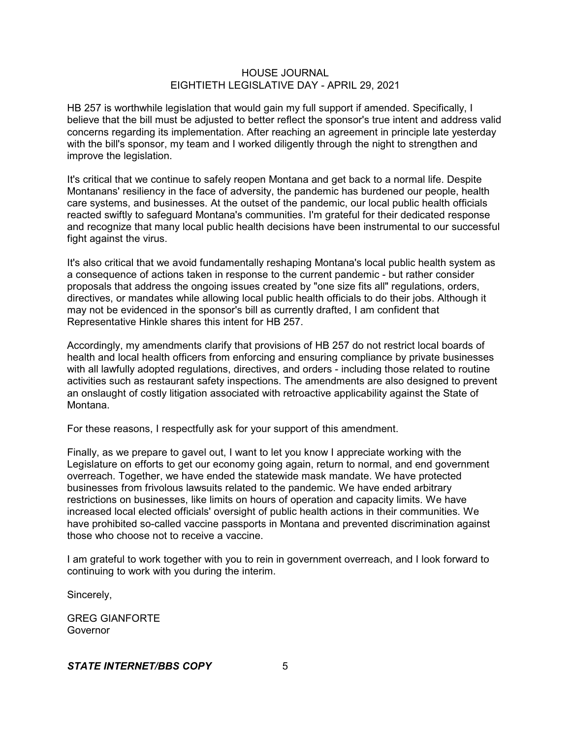HB 257 is worthwhile legislation that would gain my full support if amended. Specifically, I believe that the bill must be adjusted to better reflect the sponsor's true intent and address valid concerns regarding its implementation. After reaching an agreement in principle late yesterday with the bill's sponsor, my team and I worked diligently through the night to strengthen and improve the legislation.

It's critical that we continue to safely reopen Montana and get back to a normal life. Despite Montanans' resiliency in the face of adversity, the pandemic has burdened our people, health care systems, and businesses. At the outset of the pandemic, our local public health officials reacted swiftly to safeguard Montana's communities. I'm grateful for their dedicated response and recognize that many local public health decisions have been instrumental to our successful fight against the virus.

It's also critical that we avoid fundamentally reshaping Montana's local public health system as a consequence of actions taken in response to the current pandemic - but rather consider proposals that address the ongoing issues created by "one size fits all" regulations, orders, directives, or mandates while allowing local public health officials to do their jobs. Although it may not be evidenced in the sponsor's bill as currently drafted, I am confident that Representative Hinkle shares this intent for HB 257.

Accordingly, my amendments clarify that provisions of HB 257 do not restrict local boards of health and local health officers from enforcing and ensuring compliance by private businesses with all lawfully adopted regulations, directives, and orders - including those related to routine activities such as restaurant safety inspections. The amendments are also designed to prevent an onslaught of costly litigation associated with retroactive applicability against the State of Montana.

For these reasons, I respectfully ask for your support of this amendment.

Finally, as we prepare to gavel out, I want to let you know I appreciate working with the Legislature on efforts to get our economy going again, return to normal, and end government overreach. Together, we have ended the statewide mask mandate. We have protected businesses from frivolous lawsuits related to the pandemic. We have ended arbitrary restrictions on businesses, like limits on hours of operation and capacity limits. We have increased local elected officials' oversight of public health actions in their communities. We have prohibited so-called vaccine passports in Montana and prevented discrimination against those who choose not to receive a vaccine.

I am grateful to work together with you to rein in government overreach, and I look forward to continuing to work with you during the interim.

Sincerely,

GREG GIANFORTE
Governor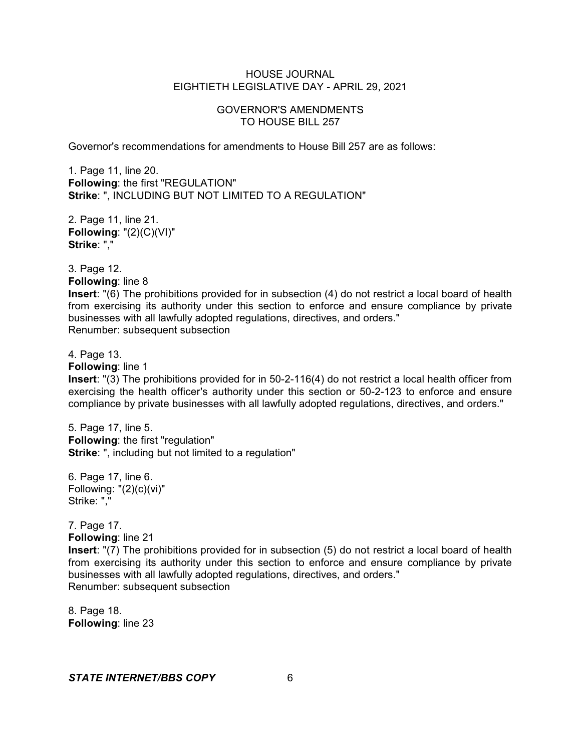GOVERNOR'S AMENDMENTS
TO HOUSE BILL 257

Governor's recommendations for amendments to House Bill 257 are as follows:

1. Page 11, line 20.
**Following**: the first "REGULATION"
**Strike**: ", INCLUDING BUT NOT LIMITED TO A REGULATION"

2. Page 11, line 21.
**Following**: "(2)(C)(VI)"
**Strike**: ","

3. Page 12.
**Following**: line 8
**Insert**: "(6) The prohibitions provided for in subsection (4) do not restrict a local board of health from exercising its authority under this section to enforce and ensure compliance by private businesses with all lawfully adopted regulations, directives, and orders."
Renumber: subsequent subsection

4. Page 13.
**Following**: line 1
**Insert**: "(3) The prohibitions provided for in 50-2-116(4) do not restrict a local health officer from exercising the health officer's authority under this section or 50-2-123 to enforce and ensure compliance by private businesses with all lawfully adopted regulations, directives, and orders."

5. Page 17, line 5.
**Following**: the first "regulation"
**Strike**: ", including but not limited to a regulation"

6. Page 17, line 6.
Following: "(2)(c)(vi)"
Strike: ","

7. Page 17.
**Following**: line 21
**Insert**: "(7) The prohibitions provided for in subsection (5) do not restrict a local board of health from exercising its authority under this section to enforce and ensure compliance by private businesses with all lawfully adopted regulations, directives, and orders."
Renumber: subsequent subsection

8. Page 18.
**Following**: line 23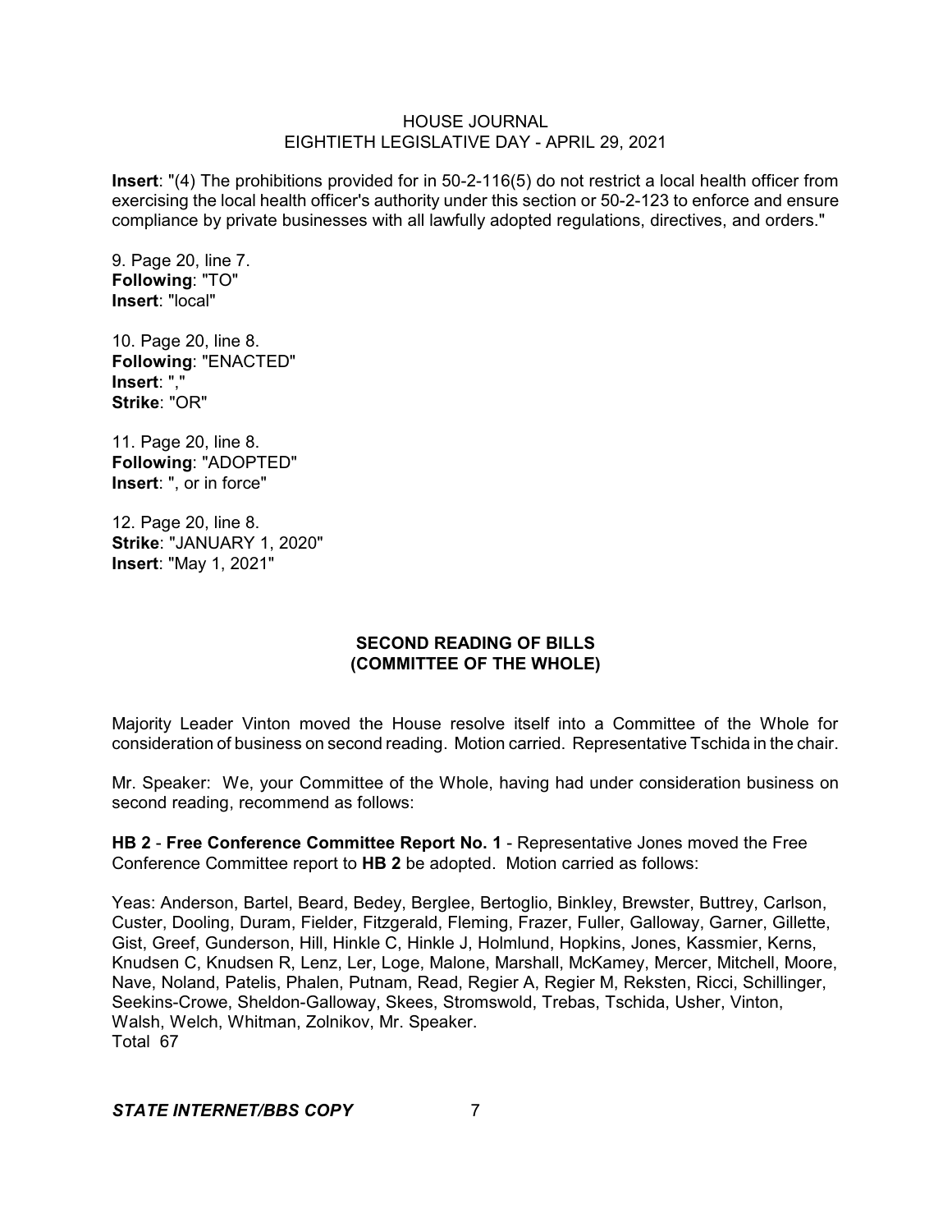**Insert**: "(4) The prohibitions provided for in 50-2-116(5) do not restrict a local health officer from exercising the local health officer's authority under this section or 50-2-123 to enforce and ensure compliance by private businesses with all lawfully adopted regulations, directives, and orders."

9. Page 20, line 7.
**Following**: "TO"
**Insert**: "local"

10. Page 20, line 8.
**Following**: "ENACTED"
**Insert**: ","
**Strike**: "OR"

11. Page 20, line 8.
**Following**: "ADOPTED"
**Insert**: ", or in force"

12. Page 20, line 8.
**Strike**: "JANUARY 1, 2020"
**Insert**: "May 1, 2021"

## SECOND READING OF BILLS (COMMITTEE OF THE WHOLE)

Majority Leader Vinton moved the House resolve itself into a Committee of the Whole for consideration of business on second reading. Motion carried. Representative Tschida in the chair.

Mr. Speaker: We, your Committee of the Whole, having had under consideration business on second reading, recommend as follows:

**HB 2** - **Free Conference Committee Report No. 1** - Representative Jones moved the Free Conference Committee report to **HB 2** be adopted. Motion carried as follows:

Yeas: Anderson, Bartel, Beard, Bedey, Berglee, Bertoglio, Binkley, Brewster, Buttrey, Carlson, Custer, Dooling, Duram, Fielder, Fitzgerald, Fleming, Frazer, Fuller, Galloway, Garner, Gillette, Gist, Greef, Gunderson, Hill, Hinkle C, Hinkle J, Holmlund, Hopkins, Jones, Kassmier, Kerns, Knudsen C, Knudsen R, Lenz, Ler, Loge, Malone, Marshall, McKamey, Mercer, Mitchell, Moore, Nave, Noland, Patelis, Phalen, Putnam, Read, Regier A, Regier M, Reksten, Ricci, Schillinger, Seekins-Crowe, Sheldon-Galloway, Skees, Stromswold, Trebas, Tschida, Usher, Vinton, Walsh, Welch, Whitman, Zolnikov, Mr. Speaker.
Total 67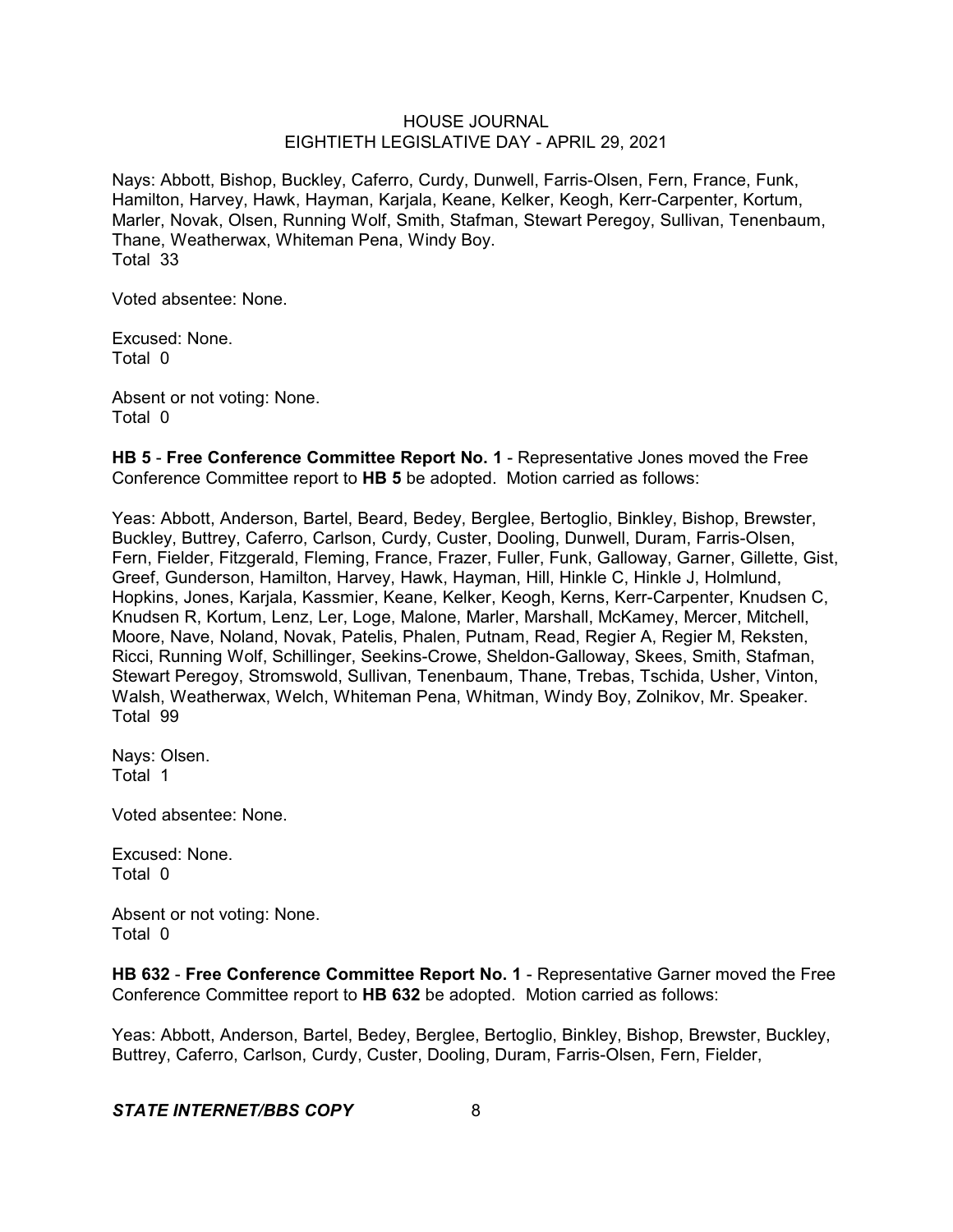Nays: Abbott, Bishop, Buckley, Caferro, Curdy, Dunwell, Farris-Olsen, Fern, France, Funk, Hamilton, Harvey, Hawk, Hayman, Karjala, Keane, Kelker, Keogh, Kerr-Carpenter, Kortum, Marler, Novak, Olsen, Running Wolf, Smith, Stafman, Stewart Peregoy, Sullivan, Tenenbaum, Thane, Weatherwax, Whiteman Pena, Windy Boy.
Total 33

Voted absentee: None.

Excused: None.
Total 0

Absent or not voting: None.
Total 0

**HB 5** - **Free Conference Committee Report No. 1** - Representative Jones moved the Free Conference Committee report to **HB 5** be adopted. Motion carried as follows:

Yeas: Abbott, Anderson, Bartel, Beard, Bedey, Berglee, Bertoglio, Binkley, Bishop, Brewster, Buckley, Buttrey, Caferro, Carlson, Curdy, Custer, Dooling, Dunwell, Duram, Farris-Olsen, Fern, Fielder, Fitzgerald, Fleming, France, Frazer, Fuller, Funk, Galloway, Garner, Gillette, Gist, Greef, Gunderson, Hamilton, Harvey, Hawk, Hayman, Hill, Hinkle C, Hinkle J, Holmlund, Hopkins, Jones, Karjala, Kassmier, Keane, Kelker, Keogh, Kerns, Kerr-Carpenter, Knudsen C, Knudsen R, Kortum, Lenz, Ler, Loge, Malone, Marler, Marshall, McKamey, Mercer, Mitchell, Moore, Nave, Noland, Novak, Patelis, Phalen, Putnam, Read, Regier A, Regier M, Reksten, Ricci, Running Wolf, Schillinger, Seekins-Crowe, Sheldon-Galloway, Skees, Smith, Stafman, Stewart Peregoy, Stromswold, Sullivan, Tenenbaum, Thane, Trebas, Tschida, Usher, Vinton, Walsh, Weatherwax, Welch, Whiteman Pena, Whitman, Windy Boy, Zolnikov, Mr. Speaker.
Total 99

Nays: Olsen.
Total 1

Voted absentee: None.

Excused: None.
Total 0

Absent or not voting: None.
Total 0

**HB 632** - **Free Conference Committee Report No. 1** - Representative Garner moved the Free Conference Committee report to **HB 632** be adopted. Motion carried as follows:

Yeas: Abbott, Anderson, Bartel, Bedey, Berglee, Bertoglio, Binkley, Bishop, Brewster, Buckley, Buttrey, Caferro, Carlson, Curdy, Custer, Dooling, Duram, Farris-Olsen, Fern, Fielder,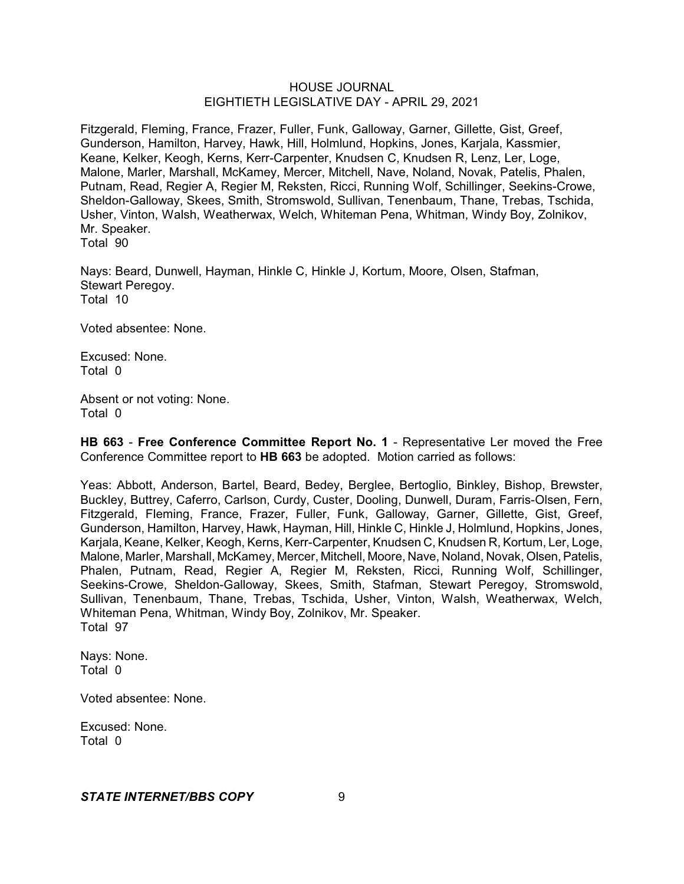Fitzgerald, Fleming, France, Frazer, Fuller, Funk, Galloway, Garner, Gillette, Gist, Greef, Gunderson, Hamilton, Harvey, Hawk, Hill, Holmlund, Hopkins, Jones, Karjala, Kassmier, Keane, Kelker, Keogh, Kerns, Kerr-Carpenter, Knudsen C, Knudsen R, Lenz, Ler, Loge, Malone, Marler, Marshall, McKamey, Mercer, Mitchell, Nave, Noland, Novak, Patelis, Phalen, Putnam, Read, Regier A, Regier M, Reksten, Ricci, Running Wolf, Schillinger, Seekins-Crowe, Sheldon-Galloway, Skees, Smith, Stromswold, Sullivan, Tenenbaum, Thane, Trebas, Tschida, Usher, Vinton, Walsh, Weatherwax, Welch, Whiteman Pena, Whitman, Windy Boy, Zolnikov, Mr. Speaker.
Total 90

Nays: Beard, Dunwell, Hayman, Hinkle C, Hinkle J, Kortum, Moore, Olsen, Stafman, Stewart Peregoy.
Total 10

Voted absentee: None.

Excused: None.
Total 0

Absent or not voting: None.
Total 0

**HB 663** - **Free Conference Committee Report No. 1** - Representative Ler moved the Free Conference Committee report to **HB 663** be adopted. Motion carried as follows:

Yeas: Abbott, Anderson, Bartel, Beard, Bedey, Berglee, Bertoglio, Binkley, Bishop, Brewster, Buckley, Buttrey, Caferro, Carlson, Curdy, Custer, Dooling, Dunwell, Duram, Farris-Olsen, Fern, Fitzgerald, Fleming, France, Frazer, Fuller, Funk, Galloway, Garner, Gillette, Gist, Greef, Gunderson, Hamilton, Harvey, Hawk, Hayman, Hill, Hinkle C, Hinkle J, Holmlund, Hopkins, Jones, Karjala, Keane, Kelker, Keogh, Kerns, Kerr-Carpenter, Knudsen C, Knudsen R, Kortum, Ler, Loge, Malone, Marler, Marshall, McKamey, Mercer, Mitchell, Moore, Nave, Noland, Novak, Olsen, Patelis, Phalen, Putnam, Read, Regier A, Regier M, Reksten, Ricci, Running Wolf, Schillinger, Seekins-Crowe, Sheldon-Galloway, Skees, Smith, Stafman, Stewart Peregoy, Stromswold, Sullivan, Tenenbaum, Thane, Trebas, Tschida, Usher, Vinton, Walsh, Weatherwax, Welch, Whiteman Pena, Whitman, Windy Boy, Zolnikov, Mr. Speaker.
Total 97

Nays: None.
Total 0

Voted absentee: None.

Excused: None.
Total 0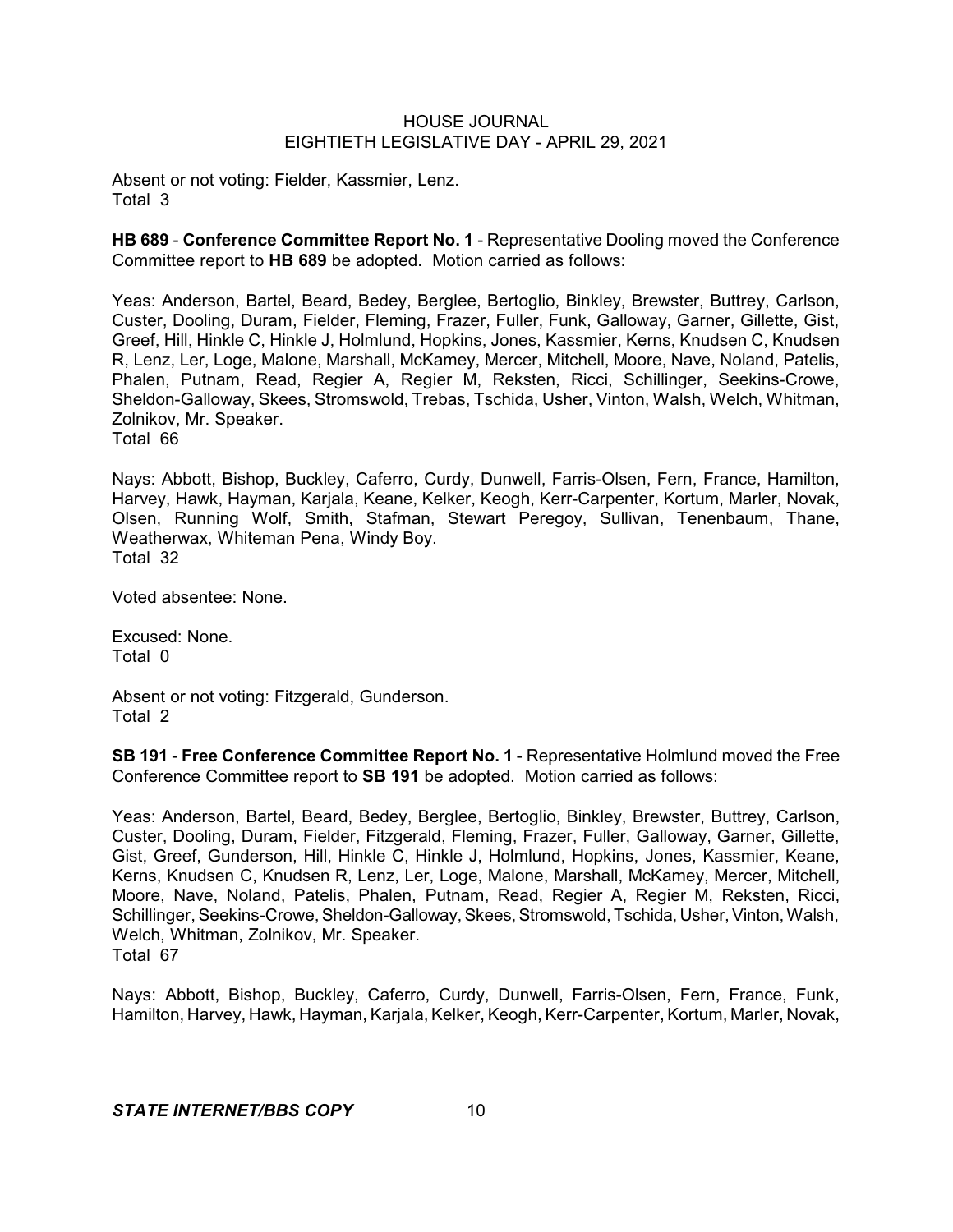Absent or not voting: Fielder, Kassmier, Lenz.
Total 3

**HB 689** - **Conference Committee Report No. 1** - Representative Dooling moved the Conference Committee report to **HB 689** be adopted. Motion carried as follows:

Yeas: Anderson, Bartel, Beard, Bedey, Berglee, Bertoglio, Binkley, Brewster, Buttrey, Carlson, Custer, Dooling, Duram, Fielder, Fleming, Frazer, Fuller, Funk, Galloway, Garner, Gillette, Gist, Greef, Hill, Hinkle C, Hinkle J, Holmlund, Hopkins, Jones, Kassmier, Kerns, Knudsen C, Knudsen R, Lenz, Ler, Loge, Malone, Marshall, McKamey, Mercer, Mitchell, Moore, Nave, Noland, Patelis, Phalen, Putnam, Read, Regier A, Regier M, Reksten, Ricci, Schillinger, Seekins-Crowe, Sheldon-Galloway, Skees, Stromswold, Trebas, Tschida, Usher, Vinton, Walsh, Welch, Whitman, Zolnikov, Mr. Speaker.
Total 66

Nays: Abbott, Bishop, Buckley, Caferro, Curdy, Dunwell, Farris-Olsen, Fern, France, Hamilton, Harvey, Hawk, Hayman, Karjala, Keane, Kelker, Keogh, Kerr-Carpenter, Kortum, Marler, Novak, Olsen, Running Wolf, Smith, Stafman, Stewart Peregoy, Sullivan, Tenenbaum, Thane, Weatherwax, Whiteman Pena, Windy Boy.
Total 32

Voted absentee: None.

Excused: None.
Total 0

Absent or not voting: Fitzgerald, Gunderson.
Total 2

**SB 191** - **Free Conference Committee Report No. 1** - Representative Holmlund moved the Free Conference Committee report to **SB 191** be adopted. Motion carried as follows:

Yeas: Anderson, Bartel, Beard, Bedey, Berglee, Bertoglio, Binkley, Brewster, Buttrey, Carlson, Custer, Dooling, Duram, Fielder, Fitzgerald, Fleming, Frazer, Fuller, Galloway, Garner, Gillette, Gist, Greef, Gunderson, Hill, Hinkle C, Hinkle J, Holmlund, Hopkins, Jones, Kassmier, Keane, Kerns, Knudsen C, Knudsen R, Lenz, Ler, Loge, Malone, Marshall, McKamey, Mercer, Mitchell, Moore, Nave, Noland, Patelis, Phalen, Putnam, Read, Regier A, Regier M, Reksten, Ricci, Schillinger, Seekins-Crowe, Sheldon-Galloway, Skees, Stromswold, Tschida, Usher, Vinton, Walsh, Welch, Whitman, Zolnikov, Mr. Speaker.
Total 67

Nays: Abbott, Bishop, Buckley, Caferro, Curdy, Dunwell, Farris-Olsen, Fern, France, Funk, Hamilton, Harvey, Hawk, Hayman, Karjala, Kelker, Keogh, Kerr-Carpenter, Kortum, Marler, Novak,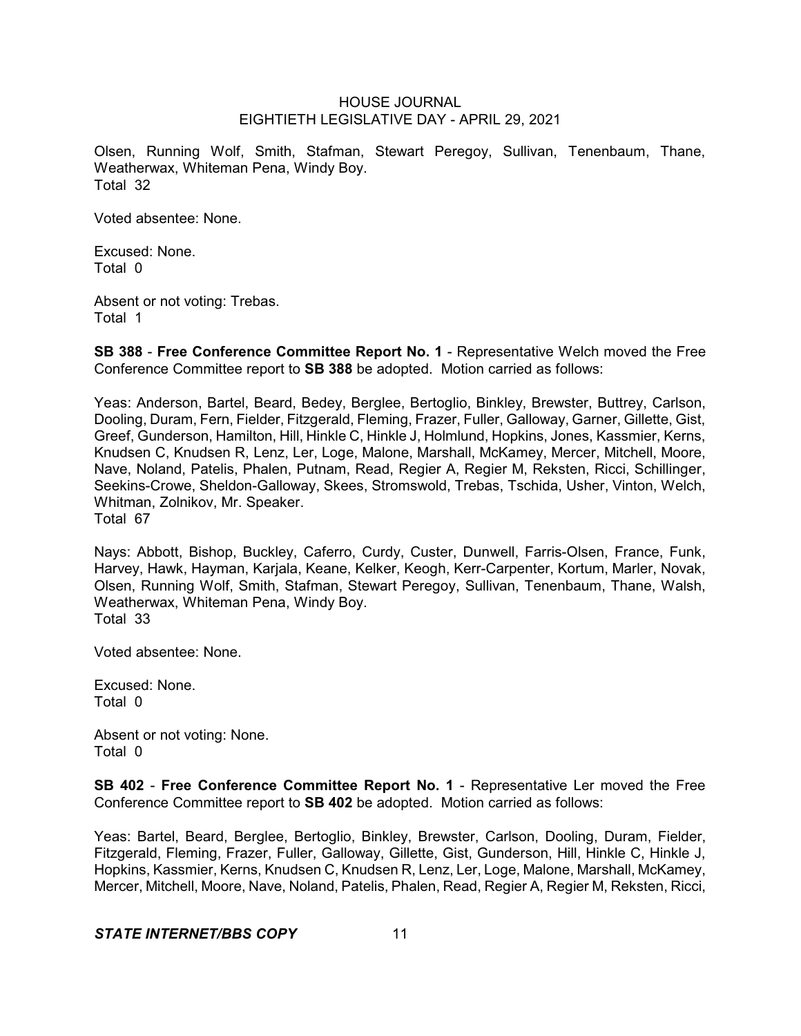Olsen, Running Wolf, Smith, Stafman, Stewart Peregoy, Sullivan, Tenenbaum, Thane, Weatherwax, Whiteman Pena, Windy Boy.
Total 32

Voted absentee: None.

Excused: None.
Total 0

Absent or not voting: Trebas.
Total 1

**SB 388** - **Free Conference Committee Report No. 1** - Representative Welch moved the Free Conference Committee report to **SB 388** be adopted. Motion carried as follows:

Yeas: Anderson, Bartel, Beard, Bedey, Berglee, Bertoglio, Binkley, Brewster, Buttrey, Carlson, Dooling, Duram, Fern, Fielder, Fitzgerald, Fleming, Frazer, Fuller, Galloway, Garner, Gillette, Gist, Greef, Gunderson, Hamilton, Hill, Hinkle C, Hinkle J, Holmlund, Hopkins, Jones, Kassmier, Kerns, Knudsen C, Knudsen R, Lenz, Ler, Loge, Malone, Marshall, McKamey, Mercer, Mitchell, Moore, Nave, Noland, Patelis, Phalen, Putnam, Read, Regier A, Regier M, Reksten, Ricci, Schillinger, Seekins-Crowe, Sheldon-Galloway, Skees, Stromswold, Trebas, Tschida, Usher, Vinton, Welch, Whitman, Zolnikov, Mr. Speaker.
Total 67

Nays: Abbott, Bishop, Buckley, Caferro, Curdy, Custer, Dunwell, Farris-Olsen, France, Funk, Harvey, Hawk, Hayman, Karjala, Keane, Kelker, Keogh, Kerr-Carpenter, Kortum, Marler, Novak, Olsen, Running Wolf, Smith, Stafman, Stewart Peregoy, Sullivan, Tenenbaum, Thane, Walsh, Weatherwax, Whiteman Pena, Windy Boy.
Total 33

Voted absentee: None.

Excused: None.
Total 0

Absent or not voting: None.
Total 0

**SB 402** - **Free Conference Committee Report No. 1** - Representative Ler moved the Free Conference Committee report to **SB 402** be adopted. Motion carried as follows:

Yeas: Bartel, Beard, Berglee, Bertoglio, Binkley, Brewster, Carlson, Dooling, Duram, Fielder, Fitzgerald, Fleming, Frazer, Fuller, Galloway, Gillette, Gist, Gunderson, Hill, Hinkle C, Hinkle J, Hopkins, Kassmier, Kerns, Knudsen C, Knudsen R, Lenz, Ler, Loge, Malone, Marshall, McKamey, Mercer, Mitchell, Moore, Nave, Noland, Patelis, Phalen, Read, Regier A, Regier M, Reksten, Ricci,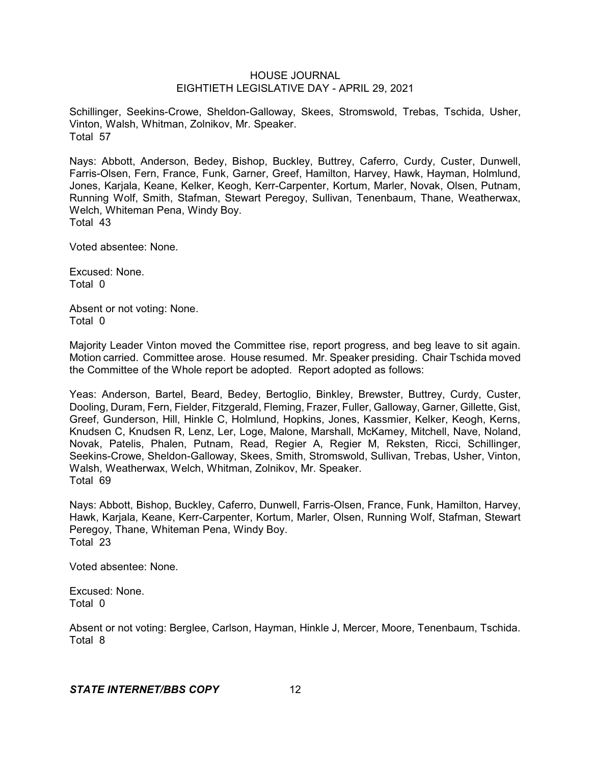Schillinger, Seekins-Crowe, Sheldon-Galloway, Skees, Stromswold, Trebas, Tschida, Usher, Vinton, Walsh, Whitman, Zolnikov, Mr. Speaker.
Total 57

Nays: Abbott, Anderson, Bedey, Bishop, Buckley, Buttrey, Caferro, Curdy, Custer, Dunwell, Farris-Olsen, Fern, France, Funk, Garner, Greef, Hamilton, Harvey, Hawk, Hayman, Holmlund, Jones, Karjala, Keane, Kelker, Keogh, Kerr-Carpenter, Kortum, Marler, Novak, Olsen, Putnam, Running Wolf, Smith, Stafman, Stewart Peregoy, Sullivan, Tenenbaum, Thane, Weatherwax, Welch, Whiteman Pena, Windy Boy.
Total 43

Voted absentee: None.

Excused: None.
Total 0

Absent or not voting: None.
Total 0

Majority Leader Vinton moved the Committee rise, report progress, and beg leave to sit again. Motion carried. Committee arose. House resumed. Mr. Speaker presiding. Chair Tschida moved the Committee of the Whole report be adopted. Report adopted as follows:

Yeas: Anderson, Bartel, Beard, Bedey, Bertoglio, Binkley, Brewster, Buttrey, Curdy, Custer, Dooling, Duram, Fern, Fielder, Fitzgerald, Fleming, Frazer, Fuller, Galloway, Garner, Gillette, Gist, Greef, Gunderson, Hill, Hinkle C, Holmlund, Hopkins, Jones, Kassmier, Kelker, Keogh, Kerns, Knudsen C, Knudsen R, Lenz, Ler, Loge, Malone, Marshall, McKamey, Mitchell, Nave, Noland, Novak, Patelis, Phalen, Putnam, Read, Regier A, Regier M, Reksten, Ricci, Schillinger, Seekins-Crowe, Sheldon-Galloway, Skees, Smith, Stromswold, Sullivan, Trebas, Usher, Vinton, Walsh, Weatherwax, Welch, Whitman, Zolnikov, Mr. Speaker.
Total 69

Nays: Abbott, Bishop, Buckley, Caferro, Dunwell, Farris-Olsen, France, Funk, Hamilton, Harvey, Hawk, Karjala, Keane, Kerr-Carpenter, Kortum, Marler, Olsen, Running Wolf, Stafman, Stewart Peregoy, Thane, Whiteman Pena, Windy Boy.
Total 23

Voted absentee: None.

Excused: None.
Total 0

Absent or not voting: Berglee, Carlson, Hayman, Hinkle J, Mercer, Moore, Tenenbaum, Tschida.
Total 8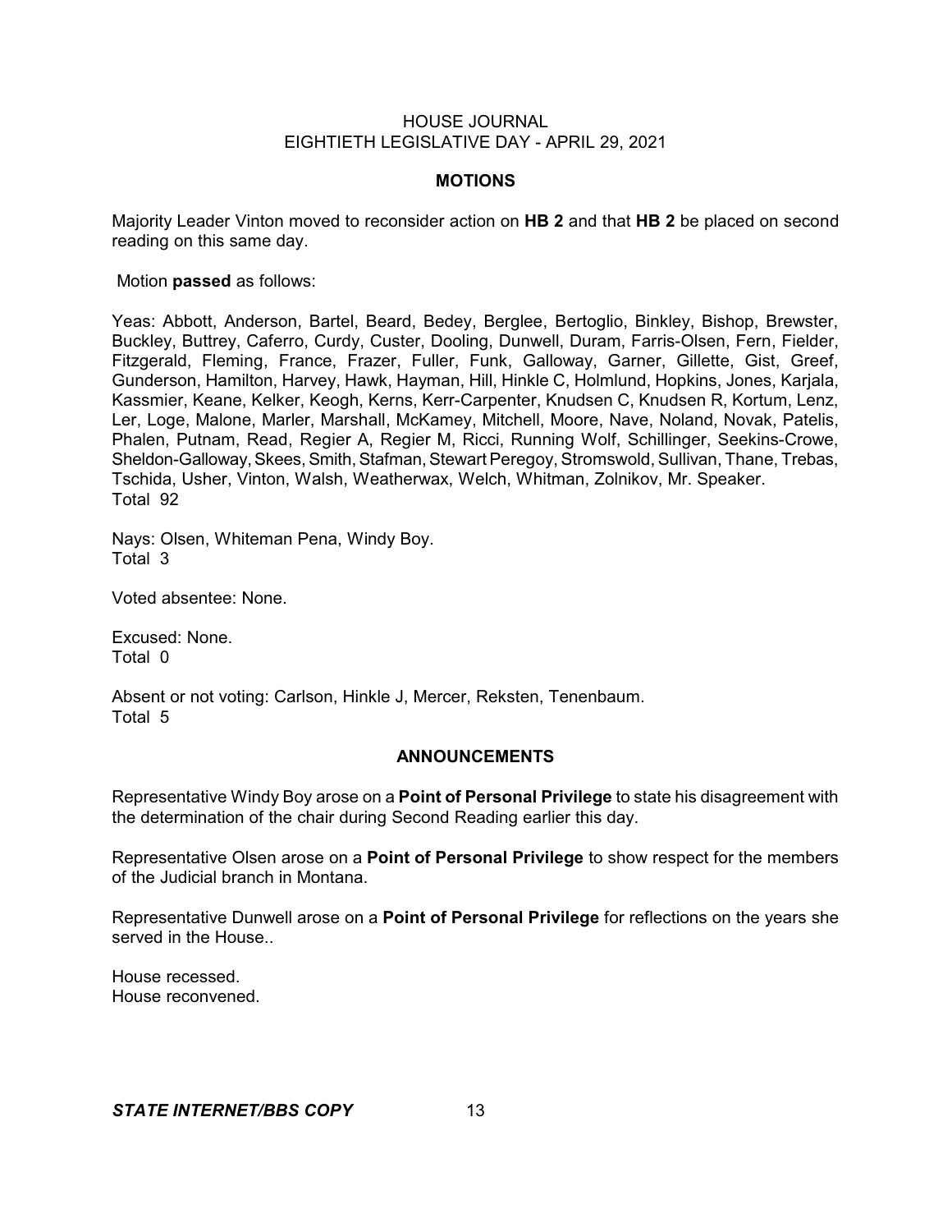## MOTIONS

Majority Leader Vinton moved to reconsider action on **HB 2** and that **HB 2** be placed on second reading on this same day.

Motion **passed** as follows:

Yeas: Abbott, Anderson, Bartel, Beard, Bedey, Berglee, Bertoglio, Binkley, Bishop, Brewster, Buckley, Buttrey, Caferro, Curdy, Custer, Dooling, Dunwell, Duram, Farris-Olsen, Fern, Fielder, Fitzgerald, Fleming, France, Frazer, Fuller, Funk, Galloway, Garner, Gillette, Gist, Greef, Gunderson, Hamilton, Harvey, Hawk, Hayman, Hill, Hinkle C, Holmlund, Hopkins, Jones, Karjala, Kassmier, Keane, Kelker, Keogh, Kerns, Kerr-Carpenter, Knudsen C, Knudsen R, Kortum, Lenz, Ler, Loge, Malone, Marler, Marshall, McKamey, Mitchell, Moore, Nave, Noland, Novak, Patelis, Phalen, Putnam, Read, Regier A, Regier M, Ricci, Running Wolf, Schillinger, Seekins-Crowe, Sheldon-Galloway, Skees, Smith, Stafman, Stewart Peregoy, Stromswold, Sullivan, Thane, Trebas, Tschida, Usher, Vinton, Walsh, Weatherwax, Welch, Whitman, Zolnikov, Mr. Speaker.
Total 92

Nays: Olsen, Whiteman Pena, Windy Boy.
Total 3

Voted absentee: None.

Excused: None.
Total 0

Absent or not voting: Carlson, Hinkle J, Mercer, Reksten, Tenenbaum.
Total 5

## ANNOUNCEMENTS

Representative Windy Boy arose on a **Point of Personal Privilege** to state his disagreement with the determination of the chair during Second Reading earlier this day.

Representative Olsen arose on a **Point of Personal Privilege** to show respect for the members of the Judicial branch in Montana.

Representative Dunwell arose on a **Point of Personal Privilege** for reflections on the years she served in the House..

House recessed.
House reconvened.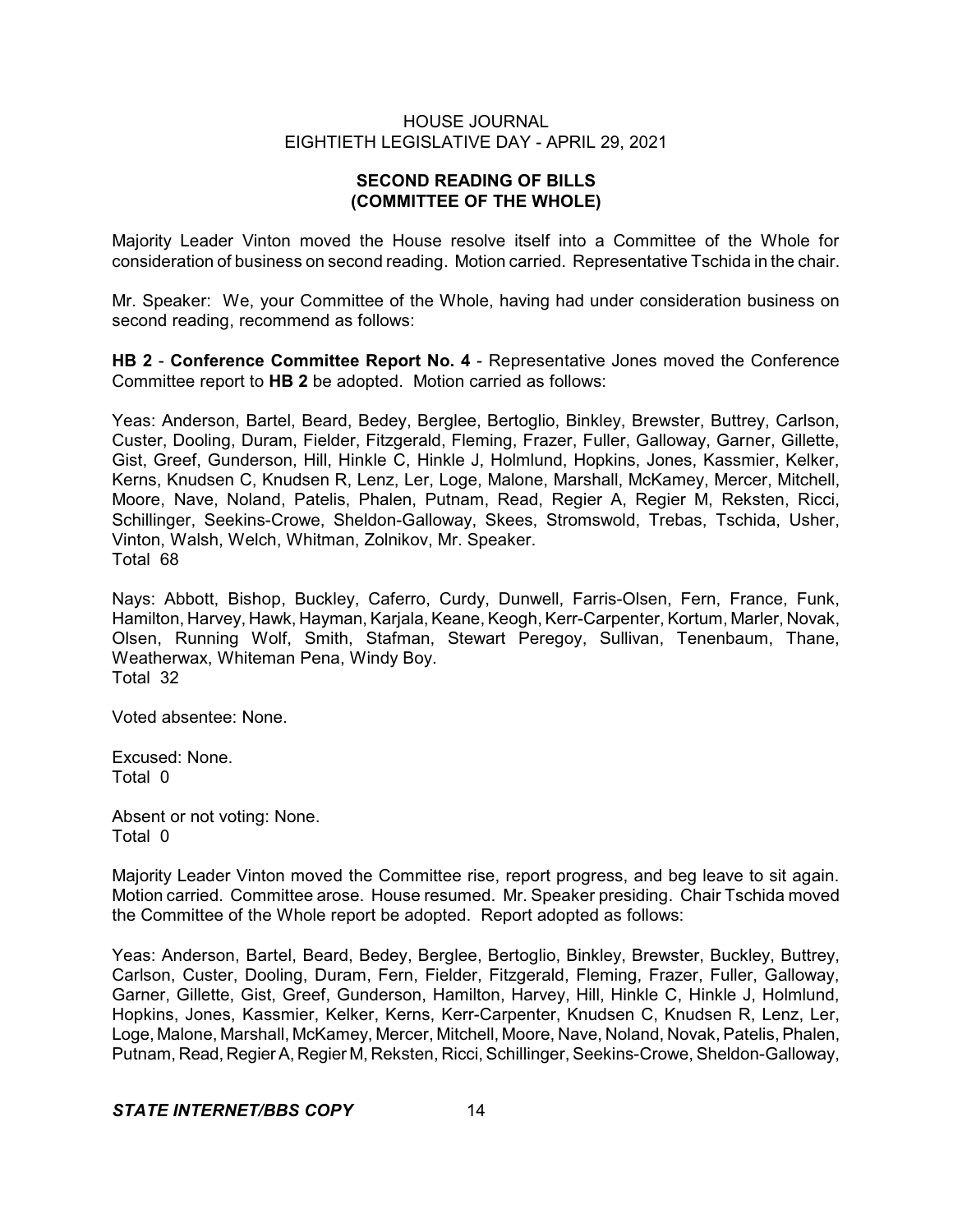## SECOND READING OF BILLS (COMMITTEE OF THE WHOLE)

Majority Leader Vinton moved the House resolve itself into a Committee of the Whole for consideration of business on second reading. Motion carried. Representative Tschida in the chair.

Mr. Speaker: We, your Committee of the Whole, having had under consideration business on second reading, recommend as follows:

**HB 2** - **Conference Committee Report No. 4** - Representative Jones moved the Conference Committee report to **HB 2** be adopted. Motion carried as follows:

Yeas: Anderson, Bartel, Beard, Bedey, Berglee, Bertoglio, Binkley, Brewster, Buttrey, Carlson, Custer, Dooling, Duram, Fielder, Fitzgerald, Fleming, Frazer, Fuller, Galloway, Garner, Gillette, Gist, Greef, Gunderson, Hill, Hinkle C, Hinkle J, Holmlund, Hopkins, Jones, Kassmier, Kelker, Kerns, Knudsen C, Knudsen R, Lenz, Ler, Loge, Malone, Marshall, McKamey, Mercer, Mitchell, Moore, Nave, Noland, Patelis, Phalen, Putnam, Read, Regier A, Regier M, Reksten, Ricci, Schillinger, Seekins-Crowe, Sheldon-Galloway, Skees, Stromswold, Trebas, Tschida, Usher, Vinton, Walsh, Welch, Whitman, Zolnikov, Mr. Speaker.
Total 68

Nays: Abbott, Bishop, Buckley, Caferro, Curdy, Dunwell, Farris-Olsen, Fern, France, Funk, Hamilton, Harvey, Hawk, Hayman, Karjala, Keane, Keogh, Kerr-Carpenter, Kortum, Marler, Novak, Olsen, Running Wolf, Smith, Stafman, Stewart Peregoy, Sullivan, Tenenbaum, Thane, Weatherwax, Whiteman Pena, Windy Boy.
Total 32

Voted absentee: None.

Excused: None.
Total 0

Absent or not voting: None.
Total 0

Majority Leader Vinton moved the Committee rise, report progress, and beg leave to sit again. Motion carried. Committee arose. House resumed. Mr. Speaker presiding. Chair Tschida moved the Committee of the Whole report be adopted. Report adopted as follows:

Yeas: Anderson, Bartel, Beard, Bedey, Berglee, Bertoglio, Binkley, Brewster, Buckley, Buttrey, Carlson, Custer, Dooling, Duram, Fern, Fielder, Fitzgerald, Fleming, Frazer, Fuller, Galloway, Garner, Gillette, Gist, Greef, Gunderson, Hamilton, Harvey, Hill, Hinkle C, Hinkle J, Holmlund, Hopkins, Jones, Kassmier, Kelker, Kerns, Kerr-Carpenter, Knudsen C, Knudsen R, Lenz, Ler, Loge, Malone, Marshall, McKamey, Mercer, Mitchell, Moore, Nave, Noland, Novak, Patelis, Phalen, Putnam, Read, Regier A, Regier M, Reksten, Ricci, Schillinger, Seekins-Crowe, Sheldon-Galloway,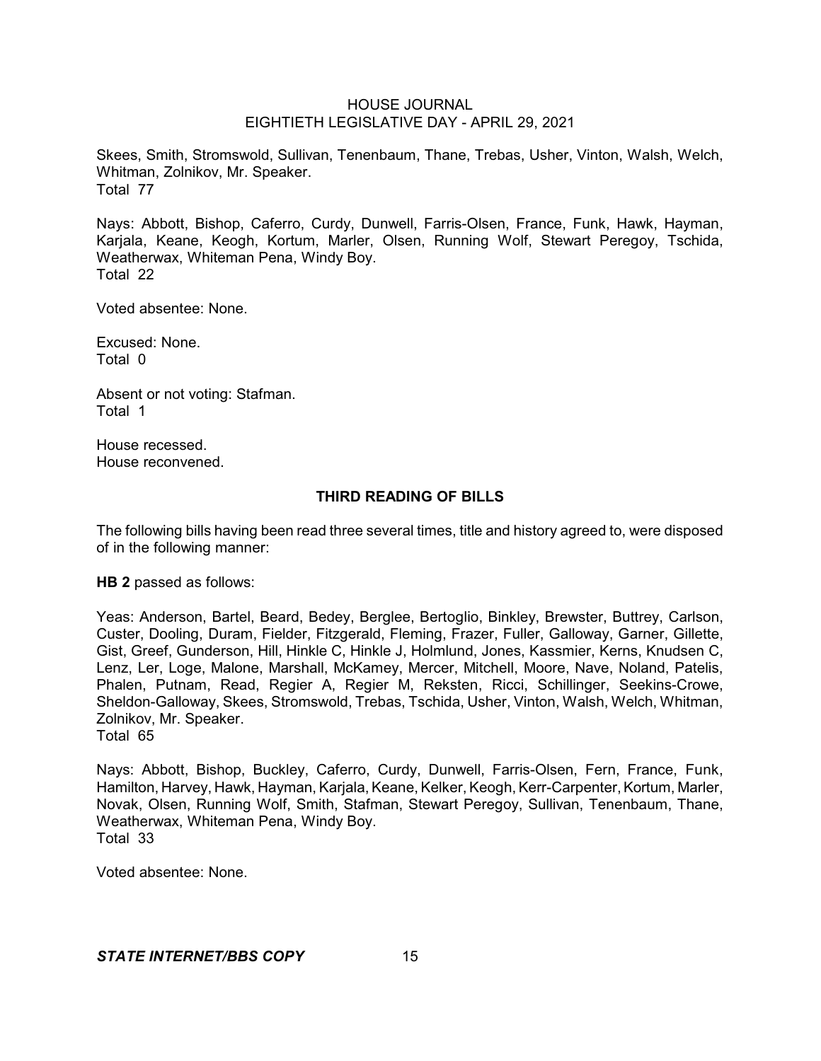Skees, Smith, Stromswold, Sullivan, Tenenbaum, Thane, Trebas, Usher, Vinton, Walsh, Welch, Whitman, Zolnikov, Mr. Speaker.
Total 77

Nays: Abbott, Bishop, Caferro, Curdy, Dunwell, Farris-Olsen, France, Funk, Hawk, Hayman, Karjala, Keane, Keogh, Kortum, Marler, Olsen, Running Wolf, Stewart Peregoy, Tschida, Weatherwax, Whiteman Pena, Windy Boy.
Total 22

Voted absentee: None.

Excused: None.
Total 0

Absent or not voting: Stafman.
Total 1

House recessed.
House reconvened.

## THIRD READING OF BILLS

The following bills having been read three several times, title and history agreed to, were disposed of in the following manner:

**HB 2** passed as follows:

Yeas: Anderson, Bartel, Beard, Bedey, Berglee, Bertoglio, Binkley, Brewster, Buttrey, Carlson, Custer, Dooling, Duram, Fielder, Fitzgerald, Fleming, Frazer, Fuller, Galloway, Garner, Gillette, Gist, Greef, Gunderson, Hill, Hinkle C, Hinkle J, Holmlund, Jones, Kassmier, Kerns, Knudsen C, Lenz, Ler, Loge, Malone, Marshall, McKamey, Mercer, Mitchell, Moore, Nave, Noland, Patelis, Phalen, Putnam, Read, Regier A, Regier M, Reksten, Ricci, Schillinger, Seekins-Crowe, Sheldon-Galloway, Skees, Stromswold, Trebas, Tschida, Usher, Vinton, Walsh, Welch, Whitman, Zolnikov, Mr. Speaker.
Total 65

Nays: Abbott, Bishop, Buckley, Caferro, Curdy, Dunwell, Farris-Olsen, Fern, France, Funk, Hamilton, Harvey, Hawk, Hayman, Karjala, Keane, Kelker, Keogh, Kerr-Carpenter, Kortum, Marler, Novak, Olsen, Running Wolf, Smith, Stafman, Stewart Peregoy, Sullivan, Tenenbaum, Thane, Weatherwax, Whiteman Pena, Windy Boy.
Total 33

Voted absentee: None.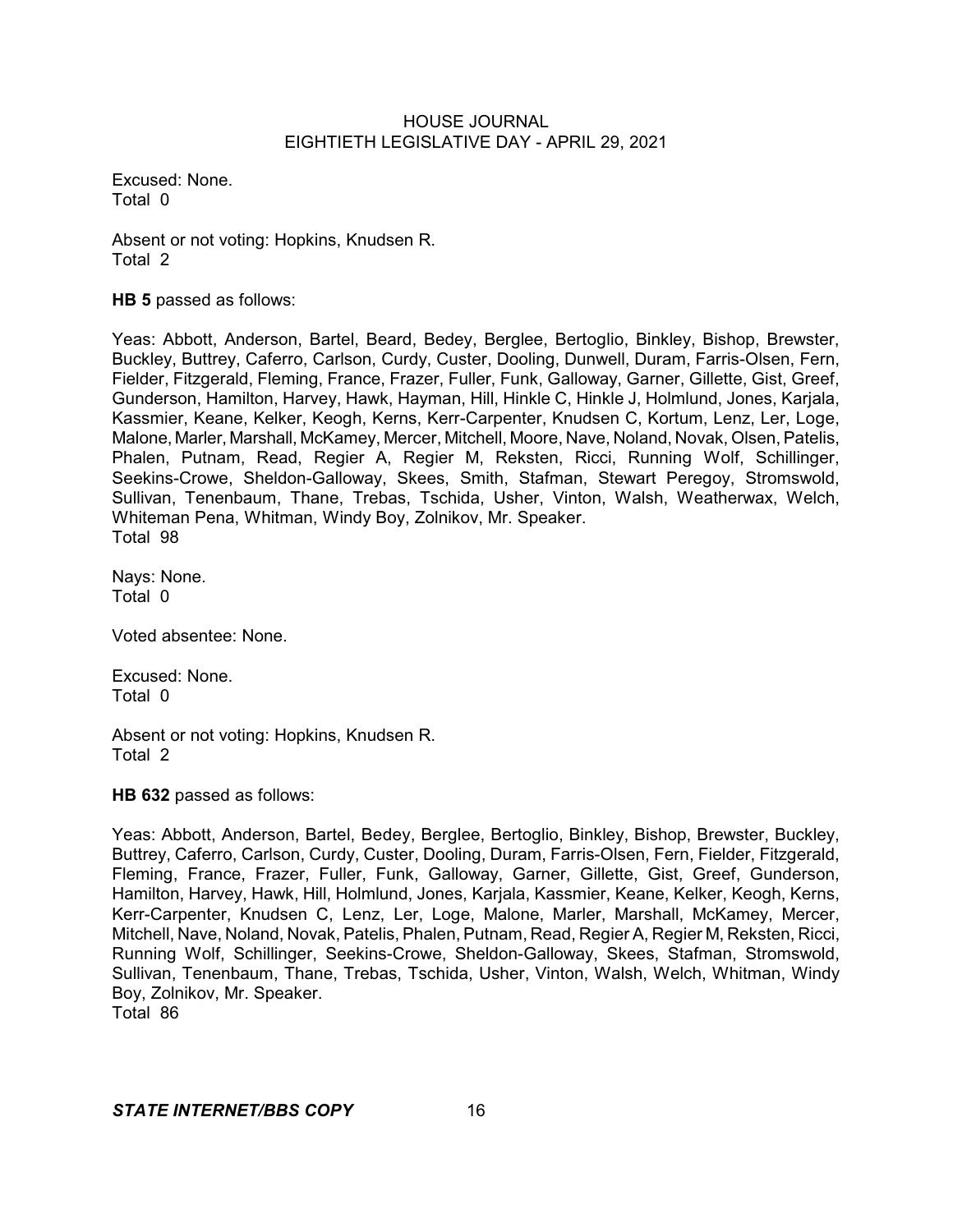Excused: None.
Total 0

Absent or not voting: Hopkins, Knudsen R.
Total 2

**HB 5** passed as follows:

Yeas: Abbott, Anderson, Bartel, Beard, Bedey, Berglee, Bertoglio, Binkley, Bishop, Brewster, Buckley, Buttrey, Caferro, Carlson, Curdy, Custer, Dooling, Dunwell, Duram, Farris-Olsen, Fern, Fielder, Fitzgerald, Fleming, France, Frazer, Fuller, Funk, Galloway, Garner, Gillette, Gist, Greef, Gunderson, Hamilton, Harvey, Hawk, Hayman, Hill, Hinkle C, Hinkle J, Holmlund, Jones, Karjala, Kassmier, Keane, Kelker, Keogh, Kerns, Kerr-Carpenter, Knudsen C, Kortum, Lenz, Ler, Loge, Malone, Marler, Marshall, McKamey, Mercer, Mitchell, Moore, Nave, Noland, Novak, Olsen, Patelis, Phalen, Putnam, Read, Regier A, Regier M, Reksten, Ricci, Running Wolf, Schillinger, Seekins-Crowe, Sheldon-Galloway, Skees, Smith, Stafman, Stewart Peregoy, Stromswold, Sullivan, Tenenbaum, Thane, Trebas, Tschida, Usher, Vinton, Walsh, Weatherwax, Welch, Whiteman Pena, Whitman, Windy Boy, Zolnikov, Mr. Speaker.
Total 98

Nays: None.
Total 0

Voted absentee: None.

Excused: None.
Total 0

Absent or not voting: Hopkins, Knudsen R.
Total 2

**HB 632** passed as follows:

Yeas: Abbott, Anderson, Bartel, Bedey, Berglee, Bertoglio, Binkley, Bishop, Brewster, Buckley, Buttrey, Caferro, Carlson, Curdy, Custer, Dooling, Duram, Farris-Olsen, Fern, Fielder, Fitzgerald, Fleming, France, Frazer, Fuller, Funk, Galloway, Garner, Gillette, Gist, Greef, Gunderson, Hamilton, Harvey, Hawk, Hill, Holmlund, Jones, Karjala, Kassmier, Keane, Kelker, Keogh, Kerns, Kerr-Carpenter, Knudsen C, Lenz, Ler, Loge, Malone, Marler, Marshall, McKamey, Mercer, Mitchell, Nave, Noland, Novak, Patelis, Phalen, Putnam, Read, Regier A, Regier M, Reksten, Ricci, Running Wolf, Schillinger, Seekins-Crowe, Sheldon-Galloway, Skees, Stafman, Stromswold, Sullivan, Tenenbaum, Thane, Trebas, Tschida, Usher, Vinton, Walsh, Welch, Whitman, Windy Boy, Zolnikov, Mr. Speaker.
Total 86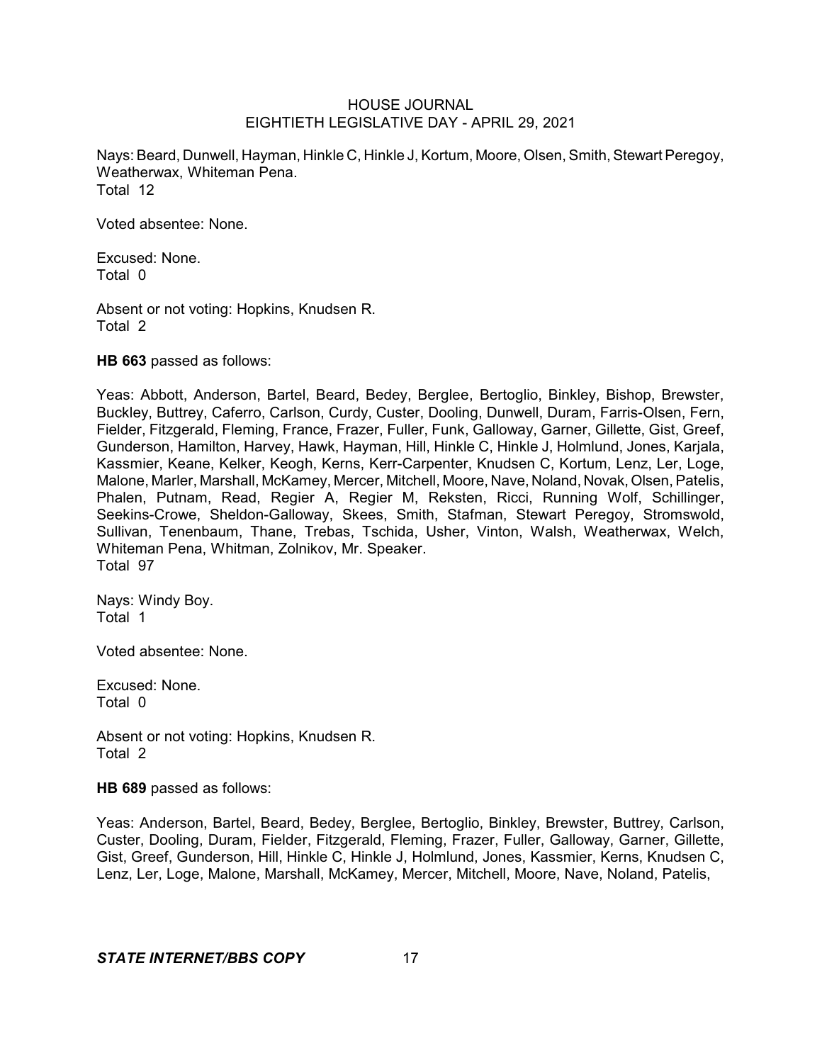Nays: Beard, Dunwell, Hayman, Hinkle C, Hinkle J, Kortum, Moore, Olsen, Smith, Stewart Peregoy, Weatherwax, Whiteman Pena.
Total 12

Voted absentee: None.

Excused: None.
Total 0

Absent or not voting: Hopkins, Knudsen R.
Total 2

**HB 663** passed as follows:

Yeas: Abbott, Anderson, Bartel, Beard, Bedey, Berglee, Bertoglio, Binkley, Bishop, Brewster, Buckley, Buttrey, Caferro, Carlson, Curdy, Custer, Dooling, Dunwell, Duram, Farris-Olsen, Fern, Fielder, Fitzgerald, Fleming, France, Frazer, Fuller, Funk, Galloway, Garner, Gillette, Gist, Greef, Gunderson, Hamilton, Harvey, Hawk, Hayman, Hill, Hinkle C, Hinkle J, Holmlund, Jones, Karjala, Kassmier, Keane, Kelker, Keogh, Kerns, Kerr-Carpenter, Knudsen C, Kortum, Lenz, Ler, Loge, Malone, Marler, Marshall, McKamey, Mercer, Mitchell, Moore, Nave, Noland, Novak, Olsen, Patelis, Phalen, Putnam, Read, Regier A, Regier M, Reksten, Ricci, Running Wolf, Schillinger, Seekins-Crowe, Sheldon-Galloway, Skees, Smith, Stafman, Stewart Peregoy, Stromswold, Sullivan, Tenenbaum, Thane, Trebas, Tschida, Usher, Vinton, Walsh, Weatherwax, Welch, Whiteman Pena, Whitman, Zolnikov, Mr. Speaker.
Total 97

Nays: Windy Boy.
Total 1

Voted absentee: None.

Excused: None.
Total 0

Absent or not voting: Hopkins, Knudsen R.
Total 2

**HB 689** passed as follows:

Yeas: Anderson, Bartel, Beard, Bedey, Berglee, Bertoglio, Binkley, Brewster, Buttrey, Carlson, Custer, Dooling, Duram, Fielder, Fitzgerald, Fleming, Frazer, Fuller, Galloway, Garner, Gillette, Gist, Greef, Gunderson, Hill, Hinkle C, Hinkle J, Holmlund, Jones, Kassmier, Kerns, Knudsen C, Lenz, Ler, Loge, Malone, Marshall, McKamey, Mercer, Mitchell, Moore, Nave, Noland, Patelis,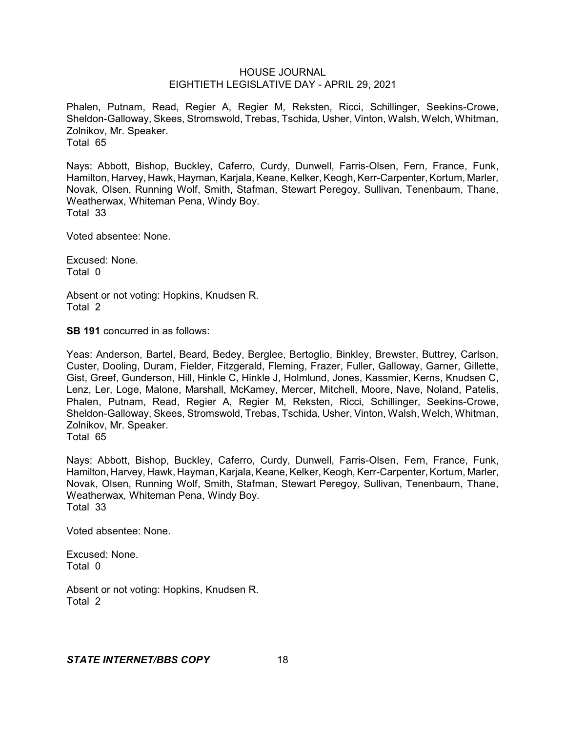Phalen, Putnam, Read, Regier A, Regier M, Reksten, Ricci, Schillinger, Seekins-Crowe, Sheldon-Galloway, Skees, Stromswold, Trebas, Tschida, Usher, Vinton, Walsh, Welch, Whitman, Zolnikov, Mr. Speaker.
Total 65

Nays: Abbott, Bishop, Buckley, Caferro, Curdy, Dunwell, Farris-Olsen, Fern, France, Funk, Hamilton, Harvey, Hawk, Hayman, Karjala, Keane, Kelker, Keogh, Kerr-Carpenter, Kortum, Marler, Novak, Olsen, Running Wolf, Smith, Stafman, Stewart Peregoy, Sullivan, Tenenbaum, Thane, Weatherwax, Whiteman Pena, Windy Boy.
Total 33

Voted absentee: None.

Excused: None.
Total 0

Absent or not voting: Hopkins, Knudsen R.
Total 2

**SB 191** concurred in as follows:

Yeas: Anderson, Bartel, Beard, Bedey, Berglee, Bertoglio, Binkley, Brewster, Buttrey, Carlson, Custer, Dooling, Duram, Fielder, Fitzgerald, Fleming, Frazer, Fuller, Galloway, Garner, Gillette, Gist, Greef, Gunderson, Hill, Hinkle C, Hinkle J, Holmlund, Jones, Kassmier, Kerns, Knudsen C, Lenz, Ler, Loge, Malone, Marshall, McKamey, Mercer, Mitchell, Moore, Nave, Noland, Patelis, Phalen, Putnam, Read, Regier A, Regier M, Reksten, Ricci, Schillinger, Seekins-Crowe, Sheldon-Galloway, Skees, Stromswold, Trebas, Tschida, Usher, Vinton, Walsh, Welch, Whitman, Zolnikov, Mr. Speaker.
Total 65

Nays: Abbott, Bishop, Buckley, Caferro, Curdy, Dunwell, Farris-Olsen, Fern, France, Funk, Hamilton, Harvey, Hawk, Hayman, Karjala, Keane, Kelker, Keogh, Kerr-Carpenter, Kortum, Marler, Novak, Olsen, Running Wolf, Smith, Stafman, Stewart Peregoy, Sullivan, Tenenbaum, Thane, Weatherwax, Whiteman Pena, Windy Boy.
Total 33

Voted absentee: None.

Excused: None.
Total 0

Absent or not voting: Hopkins, Knudsen R.
Total 2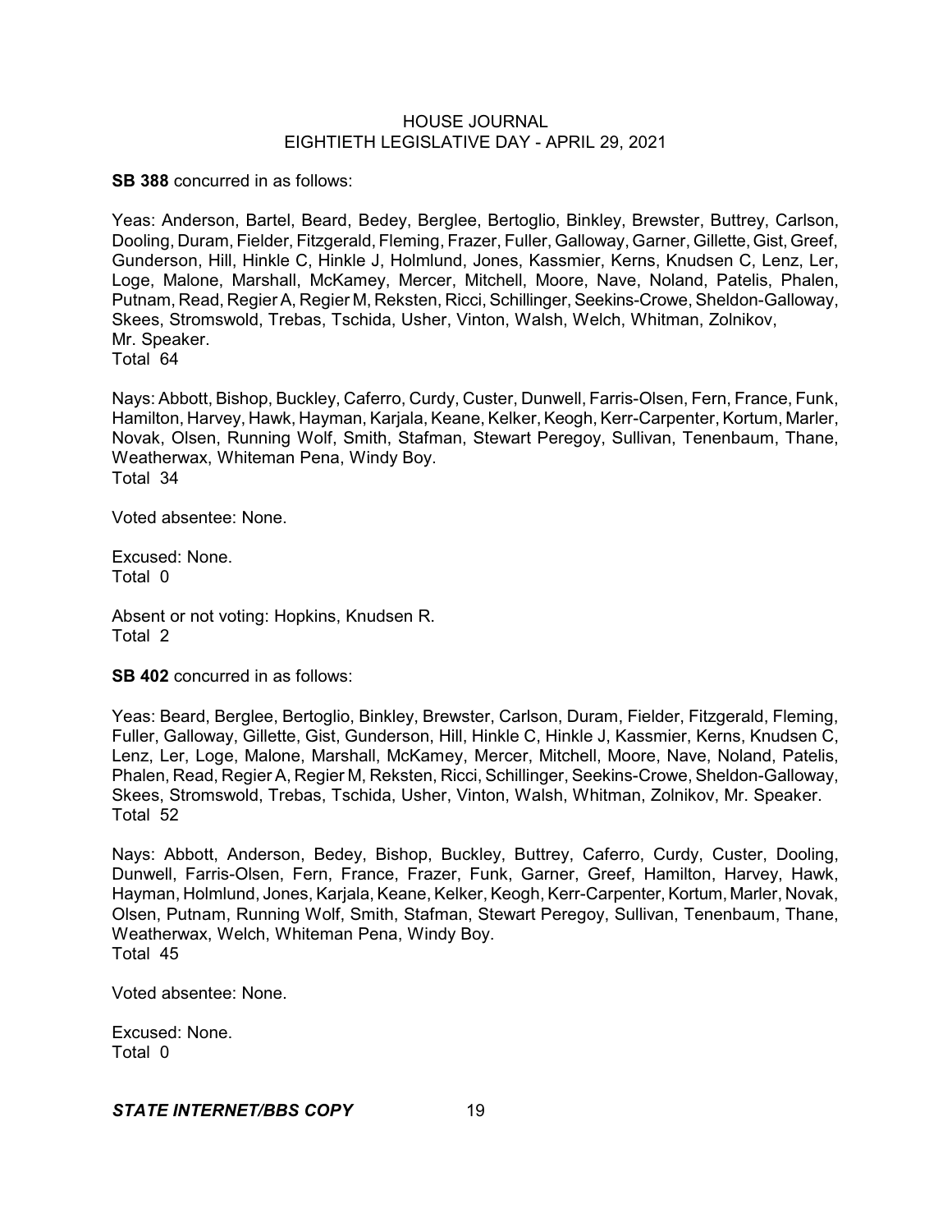**SB 388** concurred in as follows:

Yeas: Anderson, Bartel, Beard, Bedey, Berglee, Bertoglio, Binkley, Brewster, Buttrey, Carlson, Dooling, Duram, Fielder, Fitzgerald, Fleming, Frazer, Fuller, Galloway, Garner, Gillette, Gist, Greef, Gunderson, Hill, Hinkle C, Hinkle J, Holmlund, Jones, Kassmier, Kerns, Knudsen C, Lenz, Ler, Loge, Malone, Marshall, McKamey, Mercer, Mitchell, Moore, Nave, Noland, Patelis, Phalen, Putnam, Read, Regier A, Regier M, Reksten, Ricci, Schillinger, Seekins-Crowe, Sheldon-Galloway, Skees, Stromswold, Trebas, Tschida, Usher, Vinton, Walsh, Welch, Whitman, Zolnikov, Mr. Speaker.
Total 64

Nays: Abbott, Bishop, Buckley, Caferro, Curdy, Custer, Dunwell, Farris-Olsen, Fern, France, Funk, Hamilton, Harvey, Hawk, Hayman, Karjala, Keane, Kelker, Keogh, Kerr-Carpenter, Kortum, Marler, Novak, Olsen, Running Wolf, Smith, Stafman, Stewart Peregoy, Sullivan, Tenenbaum, Thane, Weatherwax, Whiteman Pena, Windy Boy.
Total 34

Voted absentee: None.

Excused: None.
Total 0

Absent or not voting: Hopkins, Knudsen R.
Total 2

**SB 402** concurred in as follows:

Yeas: Beard, Berglee, Bertoglio, Binkley, Brewster, Carlson, Duram, Fielder, Fitzgerald, Fleming, Fuller, Galloway, Gillette, Gist, Gunderson, Hill, Hinkle C, Hinkle J, Kassmier, Kerns, Knudsen C, Lenz, Ler, Loge, Malone, Marshall, McKamey, Mercer, Mitchell, Moore, Nave, Noland, Patelis, Phalen, Read, Regier A, Regier M, Reksten, Ricci, Schillinger, Seekins-Crowe, Sheldon-Galloway, Skees, Stromswold, Trebas, Tschida, Usher, Vinton, Walsh, Whitman, Zolnikov, Mr. Speaker.
Total 52

Nays: Abbott, Anderson, Bedey, Bishop, Buckley, Buttrey, Caferro, Curdy, Custer, Dooling, Dunwell, Farris-Olsen, Fern, France, Frazer, Funk, Garner, Greef, Hamilton, Harvey, Hawk, Hayman, Holmlund, Jones, Karjala, Keane, Kelker, Keogh, Kerr-Carpenter, Kortum, Marler, Novak, Olsen, Putnam, Running Wolf, Smith, Stafman, Stewart Peregoy, Sullivan, Tenenbaum, Thane, Weatherwax, Welch, Whiteman Pena, Windy Boy.
Total 45

Voted absentee: None.

Excused: None.
Total 0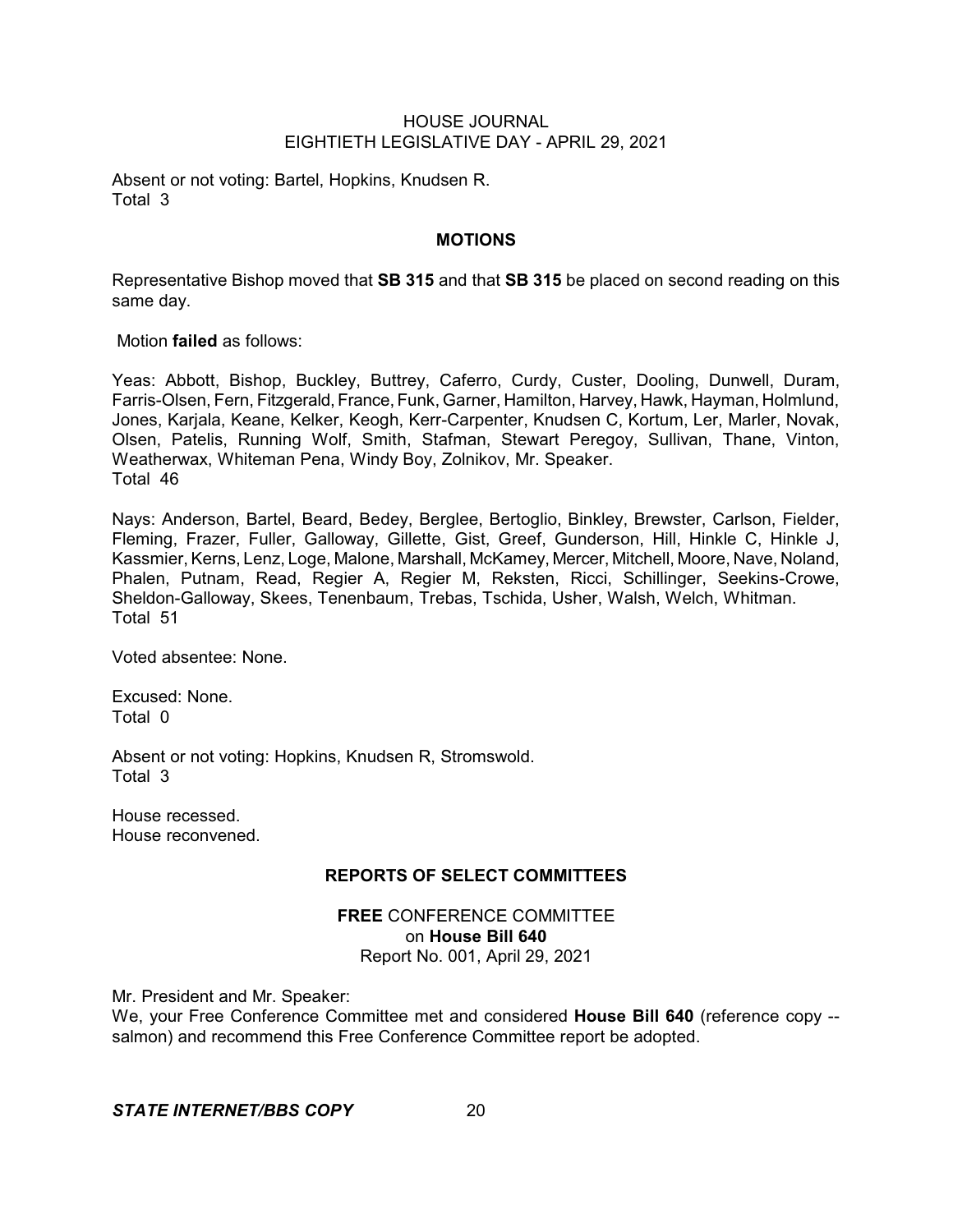Absent or not voting: Bartel, Hopkins, Knudsen R.
Total 3

## MOTIONS

Representative Bishop moved that **SB 315** and that **SB 315** be placed on second reading on this same day.

Motion **failed** as follows:

Yeas: Abbott, Bishop, Buckley, Buttrey, Caferro, Curdy, Custer, Dooling, Dunwell, Duram, Farris-Olsen, Fern, Fitzgerald, France, Funk, Garner, Hamilton, Harvey, Hawk, Hayman, Holmlund, Jones, Karjala, Keane, Kelker, Keogh, Kerr-Carpenter, Knudsen C, Kortum, Ler, Marler, Novak, Olsen, Patelis, Running Wolf, Smith, Stafman, Stewart Peregoy, Sullivan, Thane, Vinton, Weatherwax, Whiteman Pena, Windy Boy, Zolnikov, Mr. Speaker.
Total 46

Nays: Anderson, Bartel, Beard, Bedey, Berglee, Bertoglio, Binkley, Brewster, Carlson, Fielder, Fleming, Frazer, Fuller, Galloway, Gillette, Gist, Greef, Gunderson, Hill, Hinkle C, Hinkle J, Kassmier, Kerns, Lenz, Loge, Malone, Marshall, McKamey, Mercer, Mitchell, Moore, Nave, Noland, Phalen, Putnam, Read, Regier A, Regier M, Reksten, Ricci, Schillinger, Seekins-Crowe, Sheldon-Galloway, Skees, Tenenbaum, Trebas, Tschida, Usher, Walsh, Welch, Whitman.
Total 51

Voted absentee: None.

Excused: None.
Total 0

Absent or not voting: Hopkins, Knudsen R, Stromswold.
Total 3

House recessed.
House reconvened.

## REPORTS OF SELECT COMMITTEES

**FREE** CONFERENCE COMMITTEE
on **House Bill 640**
Report No. 001, April 29, 2021

Mr. President and Mr. Speaker:
We, your Free Conference Committee met and considered **House Bill 640** (reference copy -- salmon) and recommend this Free Conference Committee report be adopted.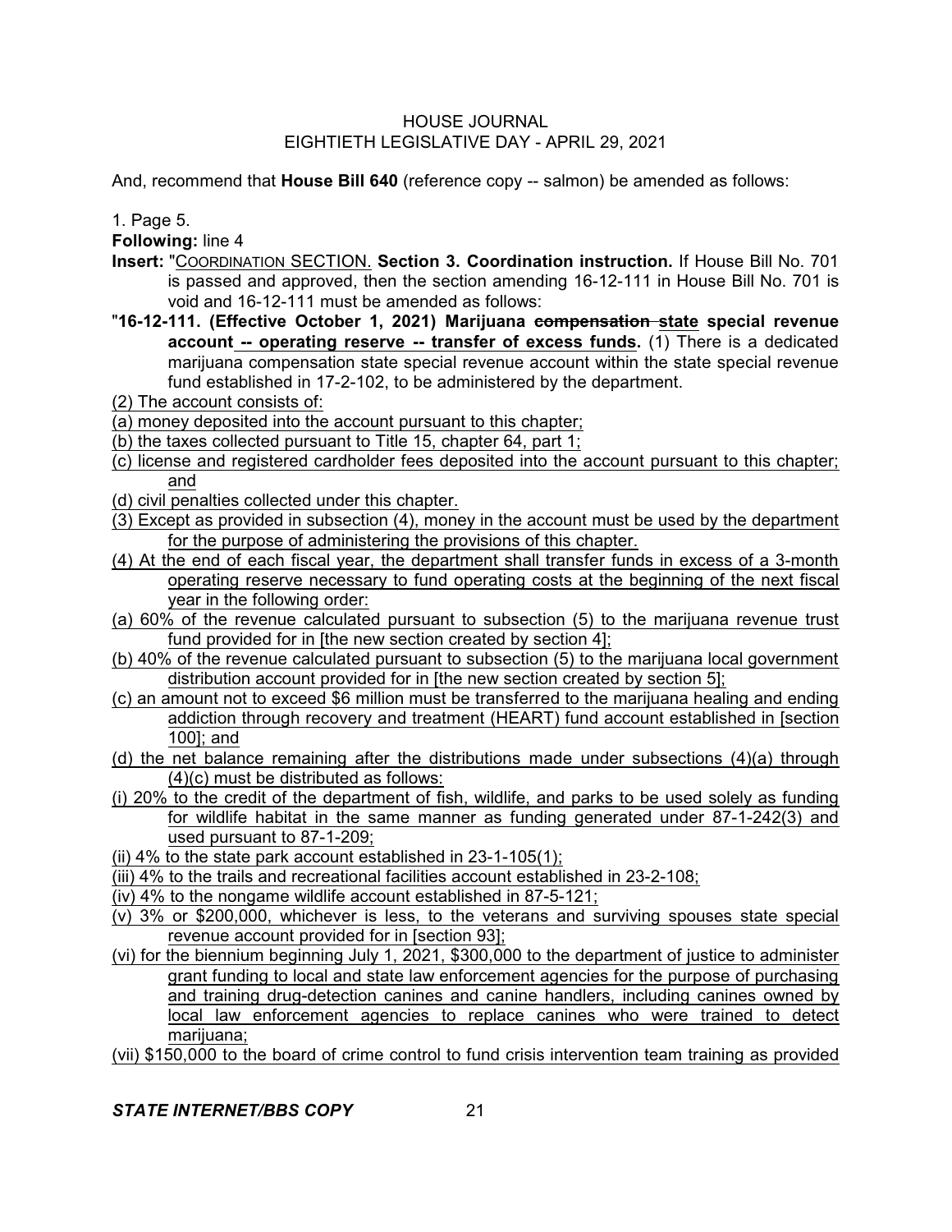And, recommend that **House Bill 640** (reference copy -- salmon) be amended as follows:

1. Page 5.

**Following:** line 4

**Insert:** "COORDINATION SECTION. **Section 3. Coordination instruction.** If House Bill No. 701 is passed and approved, then the section amending 16-12-111 in House Bill No. 701 is void and 16-12-111 must be amended as follows:

"**16-12-111. (Effective October 1, 2021) Marijuana ~~compensation~~ state special revenue account -- operating reserve -- transfer of excess funds.** (1) There is a dedicated marijuana compensation state special revenue account within the state special revenue fund established in 17-2-102, to be administered by the department.

(2) The account consists of:

(a) money deposited into the account pursuant to this chapter;

(b) the taxes collected pursuant to Title 15, chapter 64, part 1;

(c) license and registered cardholder fees deposited into the account pursuant to this chapter; and

(d) civil penalties collected under this chapter.

(3) Except as provided in subsection (4), money in the account must be used by the department for the purpose of administering the provisions of this chapter.

(4) At the end of each fiscal year, the department shall transfer funds in excess of a 3-month operating reserve necessary to fund operating costs at the beginning of the next fiscal year in the following order:

(a) 60% of the revenue calculated pursuant to subsection (5) to the marijuana revenue trust fund provided for in [the new section created by section 4];

(b) 40% of the revenue calculated pursuant to subsection (5) to the marijuana local government distribution account provided for in [the new section created by section 5];

(c) an amount not to exceed $6 million must be transferred to the marijuana healing and ending addiction through recovery and treatment (HEART) fund account established in [section 100]; and

(d) the net balance remaining after the distributions made under subsections (4)(a) through (4)(c) must be distributed as follows:

(i) 20% to the credit of the department of fish, wildlife, and parks to be used solely as funding for wildlife habitat in the same manner as funding generated under 87-1-242(3) and used pursuant to 87-1-209;

(ii) 4% to the state park account established in 23-1-105(1);

(iii) 4% to the trails and recreational facilities account established in 23-2-108;

(iv) 4% to the nongame wildlife account established in 87-5-121;

(v) 3% or $200,000, whichever is less, to the veterans and surviving spouses state special revenue account provided for in [section 93];

(vi) for the biennium beginning July 1, 2021, $300,000 to the department of justice to administer grant funding to local and state law enforcement agencies for the purpose of purchasing and training drug-detection canines and canine handlers, including canines owned by local law enforcement agencies to replace canines who were trained to detect marijuana;

(vii) $150,000 to the board of crime control to fund crisis intervention team training as provided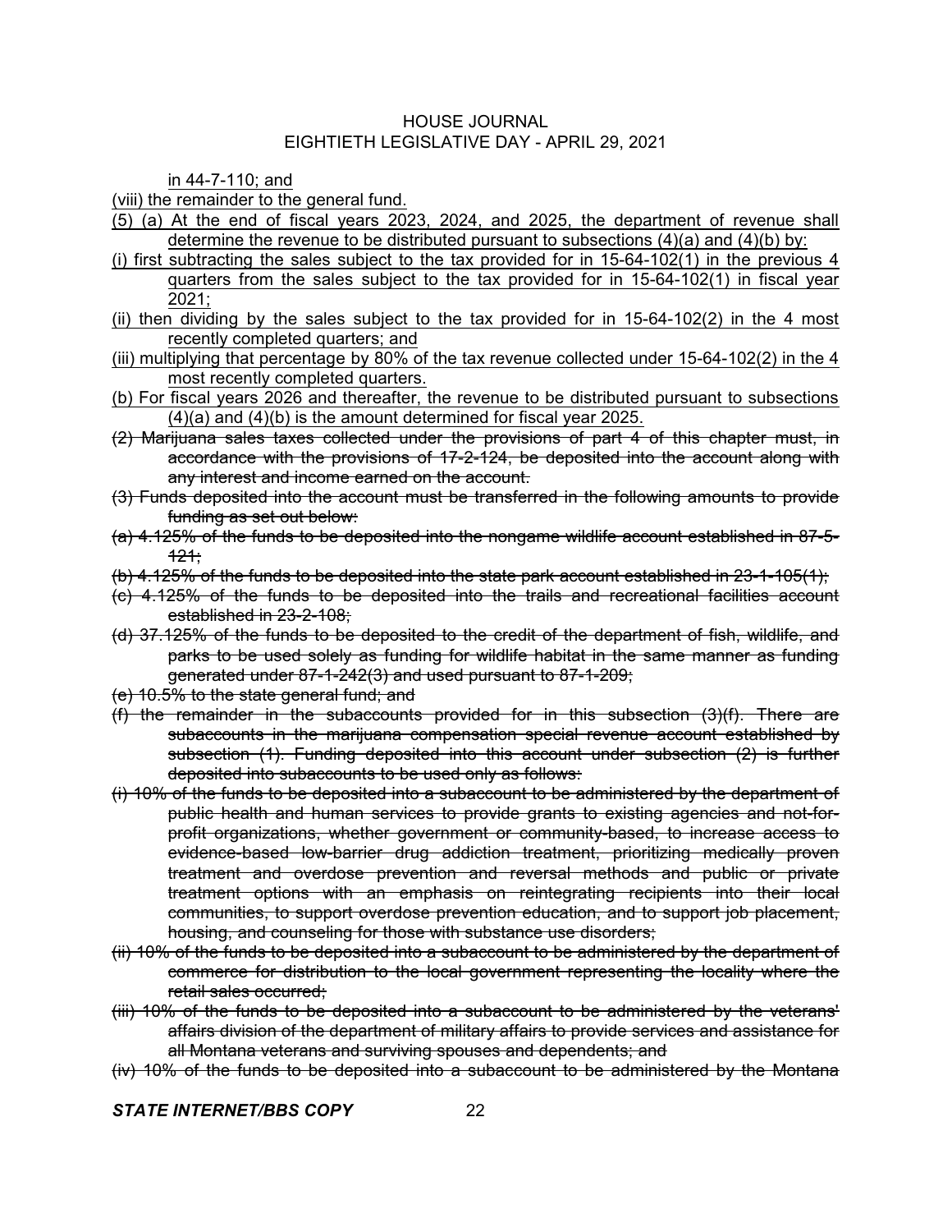in 44-7-110; and

(viii) the remainder to the general fund.

(5) (a) At the end of fiscal years 2023, 2024, and 2025, the department of revenue shall determine the revenue to be distributed pursuant to subsections (4)(a) and (4)(b) by:

(i) first subtracting the sales subject to the tax provided for in 15-64-102(1) in the previous 4 quarters from the sales subject to the tax provided for in 15-64-102(1) in fiscal year 2021;

(ii) then dividing by the sales subject to the tax provided for in 15-64-102(2) in the 4 most recently completed quarters; and

(iii) multiplying that percentage by 80% of the tax revenue collected under 15-64-102(2) in the 4 most recently completed quarters.

(b) For fiscal years 2026 and thereafter, the revenue to be distributed pursuant to subsections (4)(a) and (4)(b) is the amount determined for fiscal year 2025.

~~(2) Marijuana sales taxes collected under the provisions of part 4 of this chapter must, in accordance with the provisions of 17-2-124, be deposited into the account along with any interest and income earned on the account.~~

~~(3) Funds deposited into the account must be transferred in the following amounts to provide funding as set out below:~~

~~(a) 4.125% of the funds to be deposited into the nongame wildlife account established in 87-5-121;~~

~~(b) 4.125% of the funds to be deposited into the state park account established in 23-1-105(1);~~

~~(c) 4.125% of the funds to be deposited into the trails and recreational facilities account established in 23-2-108;~~

~~(d) 37.125% of the funds to be deposited to the credit of the department of fish, wildlife, and parks to be used solely as funding for wildlife habitat in the same manner as funding generated under 87-1-242(3) and used pursuant to 87-1-209;~~

~~(e) 10.5% to the state general fund; and~~

~~(f) the remainder in the subaccounts provided for in this subsection (3)(f). There are subaccounts in the marijuana compensation special revenue account established by subsection (1). Funding deposited into this account under subsection (2) is further deposited into subaccounts to be used only as follows:~~

~~(i) 10% of the funds to be deposited into a subaccount to be administered by the department of public health and human services to provide grants to existing agencies and not-for-profit organizations, whether government or community-based, to increase access to evidence-based low-barrier drug addiction treatment, prioritizing medically proven treatment and overdose prevention and reversal methods and public or private treatment options with an emphasis on reintegrating recipients into their local communities, to support overdose prevention education, and to support job placement, housing, and counseling for those with substance use disorders;~~

~~(ii) 10% of the funds to be deposited into a subaccount to be administered by the department of commerce for distribution to the local government representing the locality where the retail sales occurred;~~

~~(iii) 10% of the funds to be deposited into a subaccount to be administered by the veterans' affairs division of the department of military affairs to provide services and assistance for all Montana veterans and surviving spouses and dependents; and~~

~~(iv) 10% of the funds to be deposited into a subaccount to be administered by the Montana~~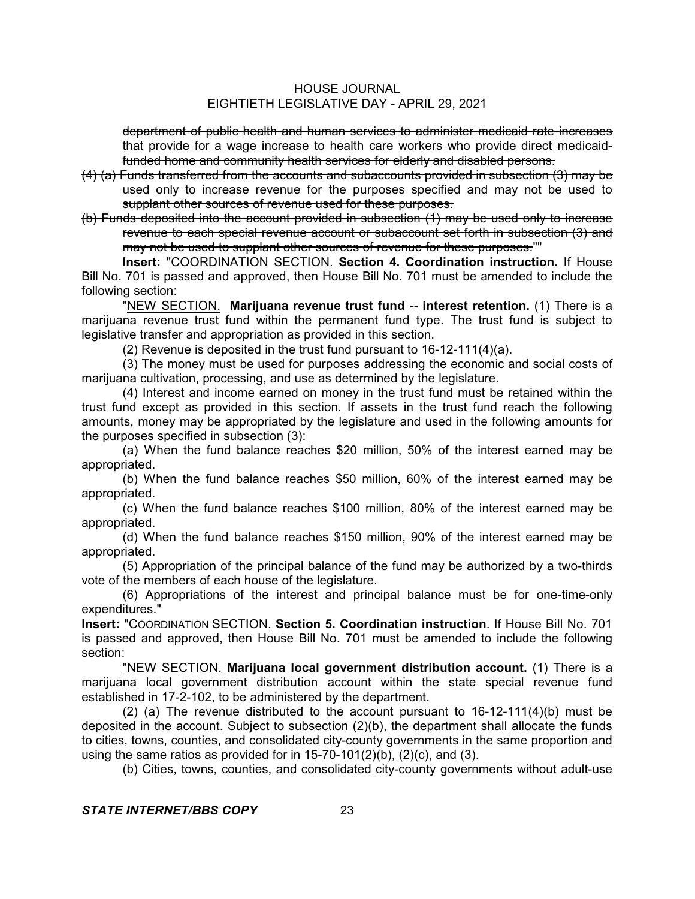~~department of public health and human services to administer medicaid rate increases that provide for a wage increase to health care workers who provide direct medicaid-funded home and community health services for elderly and disabled persons.~~

~~(4) (a) Funds transferred from the accounts and subaccounts provided in subsection (3) may be used only to increase revenue for the purposes specified and may not be used to supplant other sources of revenue used for these purposes.~~

~~(b) Funds deposited into the account provided in subsection (1) may be used only to increase revenue to each special revenue account or subaccount set forth in subsection (3) and may not be used to supplant other sources of revenue for these purposes.~~""

**Insert:** "COORDINATION SECTION. **Section 4. Coordination instruction.** If House Bill No. 701 is passed and approved, then House Bill No. 701 must be amended to include the following section:

"NEW SECTION. **Marijuana revenue trust fund -- interest retention.** (1) There is a marijuana revenue trust fund within the permanent fund type. The trust fund is subject to legislative transfer and appropriation as provided in this section.

(2) Revenue is deposited in the trust fund pursuant to 16-12-111(4)(a).

(3) The money must be used for purposes addressing the economic and social costs of marijuana cultivation, processing, and use as determined by the legislature.

(4) Interest and income earned on money in the trust fund must be retained within the trust fund except as provided in this section. If assets in the trust fund reach the following amounts, money may be appropriated by the legislature and used in the following amounts for the purposes specified in subsection (3):

(a) When the fund balance reaches $20 million, 50% of the interest earned may be appropriated.

(b) When the fund balance reaches $50 million, 60% of the interest earned may be appropriated.

(c) When the fund balance reaches $100 million, 80% of the interest earned may be appropriated.

(d) When the fund balance reaches $150 million, 90% of the interest earned may be appropriated.

(5) Appropriation of the principal balance of the fund may be authorized by a two-thirds vote of the members of each house of the legislature.

(6) Appropriations of the interest and principal balance must be for one-time-only expenditures."

**Insert:** "COORDINATION SECTION. **Section 5. Coordination instruction**. If House Bill No. 701 is passed and approved, then House Bill No. 701 must be amended to include the following section:

"NEW SECTION. **Marijuana local government distribution account.** (1) There is a marijuana local government distribution account within the state special revenue fund established in 17-2-102, to be administered by the department.

(2) (a) The revenue distributed to the account pursuant to 16-12-111(4)(b) must be deposited in the account. Subject to subsection (2)(b), the department shall allocate the funds to cities, towns, counties, and consolidated city-county governments in the same proportion and using the same ratios as provided for in 15-70-101(2)(b), (2)(c), and (3).

(b) Cities, towns, counties, and consolidated city-county governments without adult-use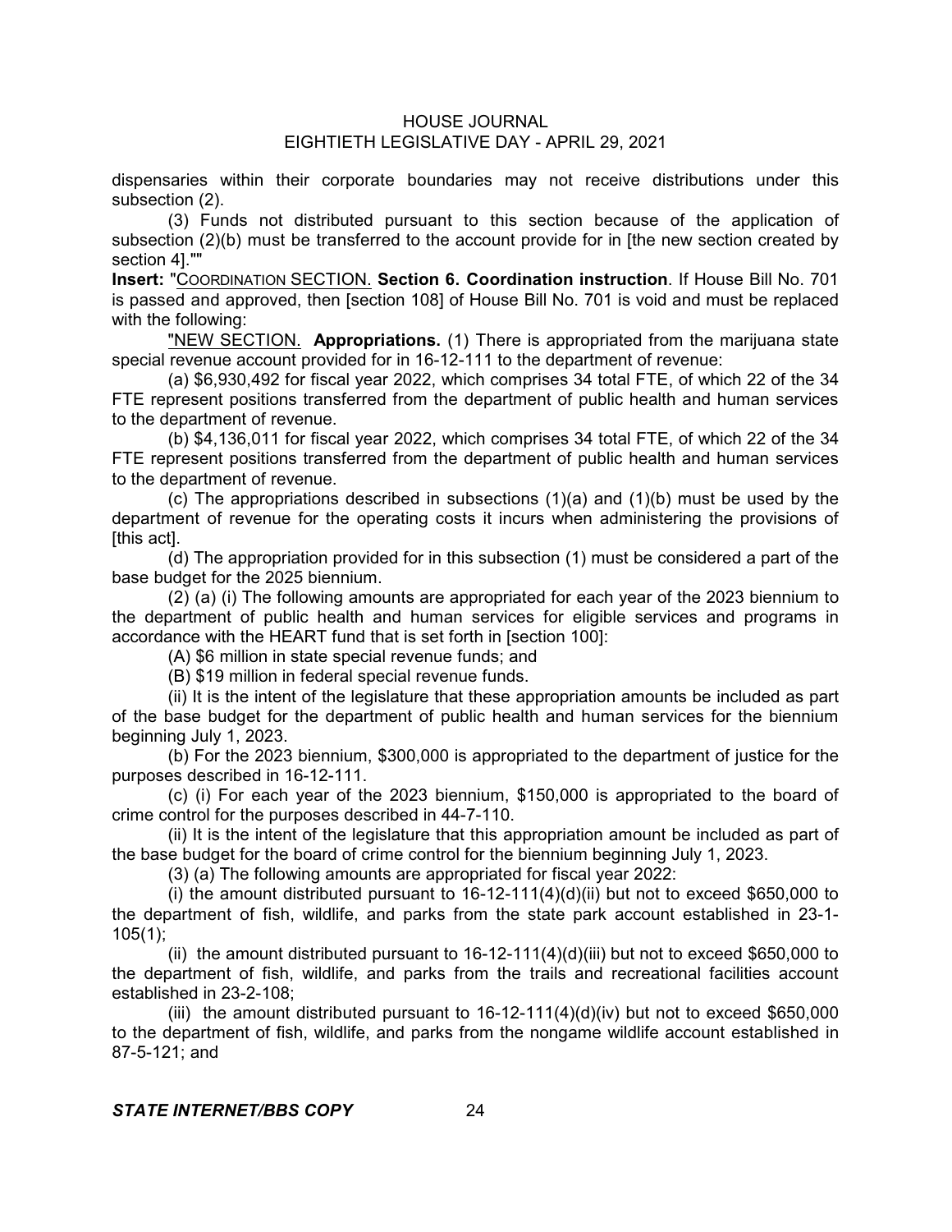dispensaries within their corporate boundaries may not receive distributions under this subsection (2).

(3) Funds not distributed pursuant to this section because of the application of subsection (2)(b) must be transferred to the account provide for in [the new section created by section 4].""

**Insert:** "COORDINATION SECTION. **Section 6. Coordination instruction**. If House Bill No. 701 is passed and approved, then [section 108] of House Bill No. 701 is void and must be replaced with the following:

"NEW SECTION. **Appropriations.** (1) There is appropriated from the marijuana state special revenue account provided for in 16-12-111 to the department of revenue:

(a) $6,930,492 for fiscal year 2022, which comprises 34 total FTE, of which 22 of the 34 FTE represent positions transferred from the department of public health and human services to the department of revenue.

(b) $4,136,011 for fiscal year 2022, which comprises 34 total FTE, of which 22 of the 34 FTE represent positions transferred from the department of public health and human services to the department of revenue.

(c) The appropriations described in subsections (1)(a) and (1)(b) must be used by the department of revenue for the operating costs it incurs when administering the provisions of [this act].

(d) The appropriation provided for in this subsection (1) must be considered a part of the base budget for the 2025 biennium.

(2) (a) (i) The following amounts are appropriated for each year of the 2023 biennium to the department of public health and human services for eligible services and programs in accordance with the HEART fund that is set forth in [section 100]:

(A) $6 million in state special revenue funds; and

(B) $19 million in federal special revenue funds.

(ii) It is the intent of the legislature that these appropriation amounts be included as part of the base budget for the department of public health and human services for the biennium beginning July 1, 2023.

(b) For the 2023 biennium, $300,000 is appropriated to the department of justice for the purposes described in 16-12-111.

(c) (i) For each year of the 2023 biennium, $150,000 is appropriated to the board of crime control for the purposes described in 44-7-110.

(ii) It is the intent of the legislature that this appropriation amount be included as part of the base budget for the board of crime control for the biennium beginning July 1, 2023.

(3) (a) The following amounts are appropriated for fiscal year 2022:

(i) the amount distributed pursuant to 16-12-111(4)(d)(ii) but not to exceed $650,000 to the department of fish, wildlife, and parks from the state park account established in 23-1-105(1);

(ii) the amount distributed pursuant to 16-12-111(4)(d)(iii) but not to exceed $650,000 to the department of fish, wildlife, and parks from the trails and recreational facilities account established in 23-2-108;

(iii) the amount distributed pursuant to 16-12-111(4)(d)(iv) but not to exceed $650,000 to the department of fish, wildlife, and parks from the nongame wildlife account established in 87-5-121; and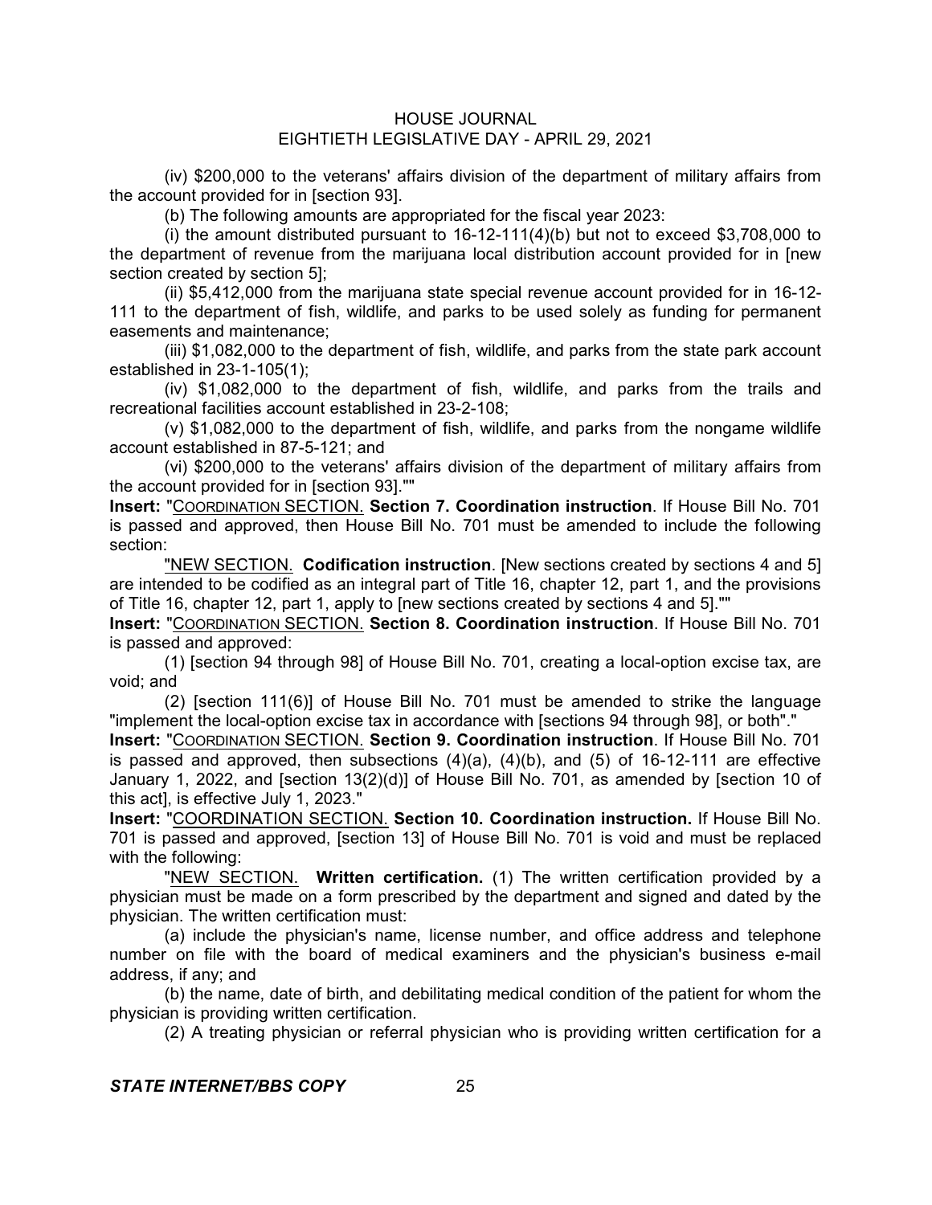(iv) $200,000 to the veterans' affairs division of the department of military affairs from the account provided for in [section 93].

(b) The following amounts are appropriated for the fiscal year 2023:

(i) the amount distributed pursuant to 16-12-111(4)(b) but not to exceed $3,708,000 to the department of revenue from the marijuana local distribution account provided for in [new section created by section 5];

(ii) $5,412,000 from the marijuana state special revenue account provided for in 16-12-111 to the department of fish, wildlife, and parks to be used solely as funding for permanent easements and maintenance;

(iii) $1,082,000 to the department of fish, wildlife, and parks from the state park account established in 23-1-105(1);

(iv) $1,082,000 to the department of fish, wildlife, and parks from the trails and recreational facilities account established in 23-2-108;

(v) $1,082,000 to the department of fish, wildlife, and parks from the nongame wildlife account established in 87-5-121; and

(vi) $200,000 to the veterans' affairs division of the department of military affairs from the account provided for in [section 93].""

**Insert:** "COORDINATION SECTION. **Section 7. Coordination instruction**. If House Bill No. 701 is passed and approved, then House Bill No. 701 must be amended to include the following section:

"NEW SECTION. **Codification instruction**. [New sections created by sections 4 and 5] are intended to be codified as an integral part of Title 16, chapter 12, part 1, and the provisions of Title 16, chapter 12, part 1, apply to [new sections created by sections 4 and 5].""

**Insert:** "COORDINATION SECTION. **Section 8. Coordination instruction**. If House Bill No. 701 is passed and approved:

(1) [section 94 through 98] of House Bill No. 701, creating a local-option excise tax, are void; and

(2) [section 111(6)] of House Bill No. 701 must be amended to strike the language "implement the local-option excise tax in accordance with [sections 94 through 98], or both"."

**Insert:** "COORDINATION SECTION. **Section 9. Coordination instruction**. If House Bill No. 701 is passed and approved, then subsections (4)(a), (4)(b), and (5) of 16-12-111 are effective January 1, 2022, and [section 13(2)(d)] of House Bill No. 701, as amended by [section 10 of this act], is effective July 1, 2023."

**Insert:** "COORDINATION SECTION. **Section 10. Coordination instruction.** If House Bill No. 701 is passed and approved, [section 13] of House Bill No. 701 is void and must be replaced with the following:

"NEW SECTION. **Written certification.** (1) The written certification provided by a physician must be made on a form prescribed by the department and signed and dated by the physician. The written certification must:

(a) include the physician's name, license number, and office address and telephone number on file with the board of medical examiners and the physician's business e-mail address, if any; and

(b) the name, date of birth, and debilitating medical condition of the patient for whom the physician is providing written certification.

(2) A treating physician or referral physician who is providing written certification for a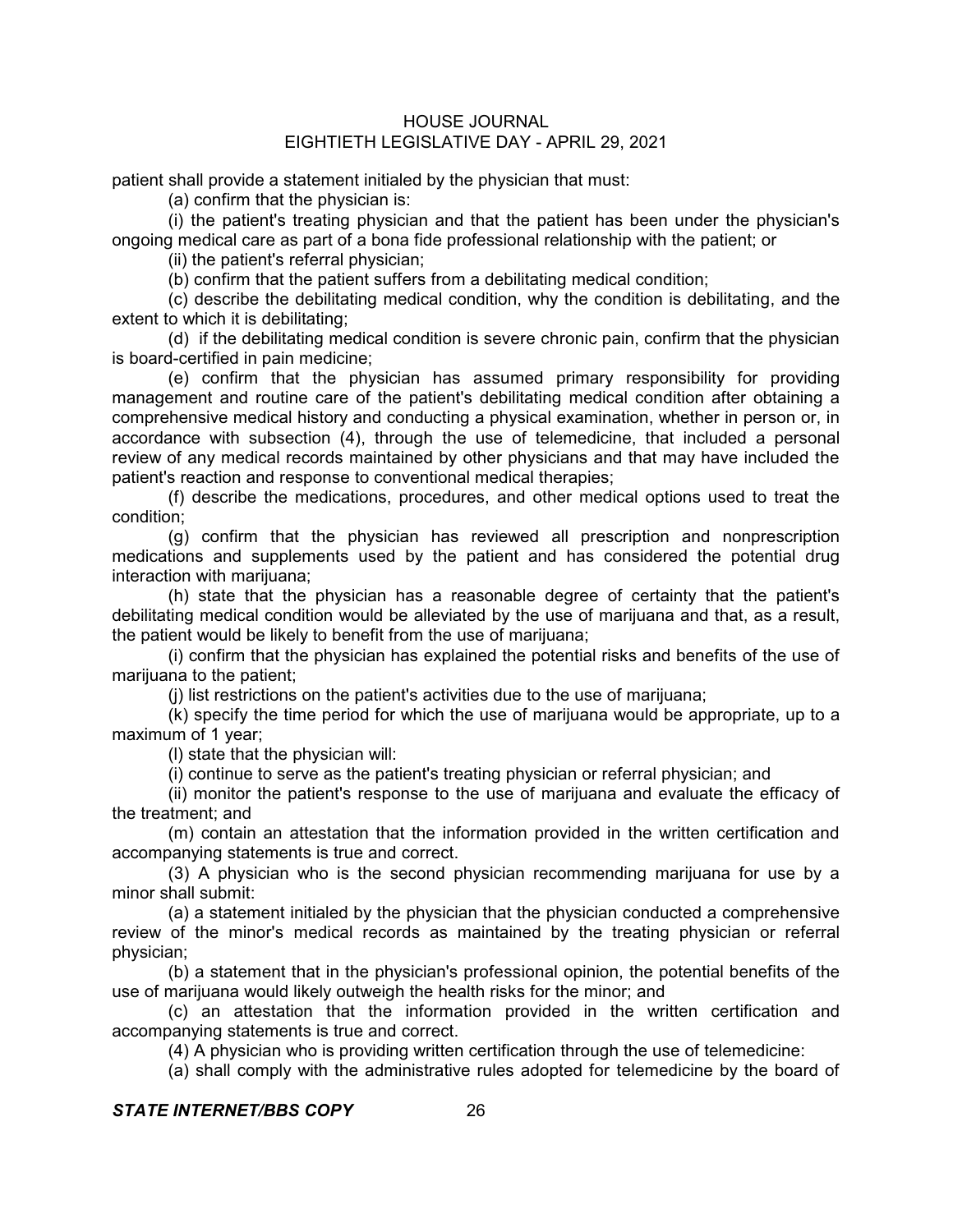patient shall provide a statement initialed by the physician that must:

(a) confirm that the physician is:

(i) the patient's treating physician and that the patient has been under the physician's ongoing medical care as part of a bona fide professional relationship with the patient; or

(ii) the patient's referral physician;

(b) confirm that the patient suffers from a debilitating medical condition;

(c) describe the debilitating medical condition, why the condition is debilitating, and the extent to which it is debilitating;

(d) if the debilitating medical condition is severe chronic pain, confirm that the physician is board-certified in pain medicine;

(e) confirm that the physician has assumed primary responsibility for providing management and routine care of the patient's debilitating medical condition after obtaining a comprehensive medical history and conducting a physical examination, whether in person or, in accordance with subsection (4), through the use of telemedicine, that included a personal review of any medical records maintained by other physicians and that may have included the patient's reaction and response to conventional medical therapies;

(f) describe the medications, procedures, and other medical options used to treat the condition;

(g) confirm that the physician has reviewed all prescription and nonprescription medications and supplements used by the patient and has considered the potential drug interaction with marijuana;

(h) state that the physician has a reasonable degree of certainty that the patient's debilitating medical condition would be alleviated by the use of marijuana and that, as a result, the patient would be likely to benefit from the use of marijuana;

(i) confirm that the physician has explained the potential risks and benefits of the use of marijuana to the patient;

(j) list restrictions on the patient's activities due to the use of marijuana;

(k) specify the time period for which the use of marijuana would be appropriate, up to a maximum of 1 year;

(l) state that the physician will:

(i) continue to serve as the patient's treating physician or referral physician; and

(ii) monitor the patient's response to the use of marijuana and evaluate the efficacy of the treatment; and

(m) contain an attestation that the information provided in the written certification and accompanying statements is true and correct.

(3) A physician who is the second physician recommending marijuana for use by a minor shall submit:

(a) a statement initialed by the physician that the physician conducted a comprehensive review of the minor's medical records as maintained by the treating physician or referral physician;

(b) a statement that in the physician's professional opinion, the potential benefits of the use of marijuana would likely outweigh the health risks for the minor; and

(c) an attestation that the information provided in the written certification and accompanying statements is true and correct.

(4) A physician who is providing written certification through the use of telemedicine:

(a) shall comply with the administrative rules adopted for telemedicine by the board of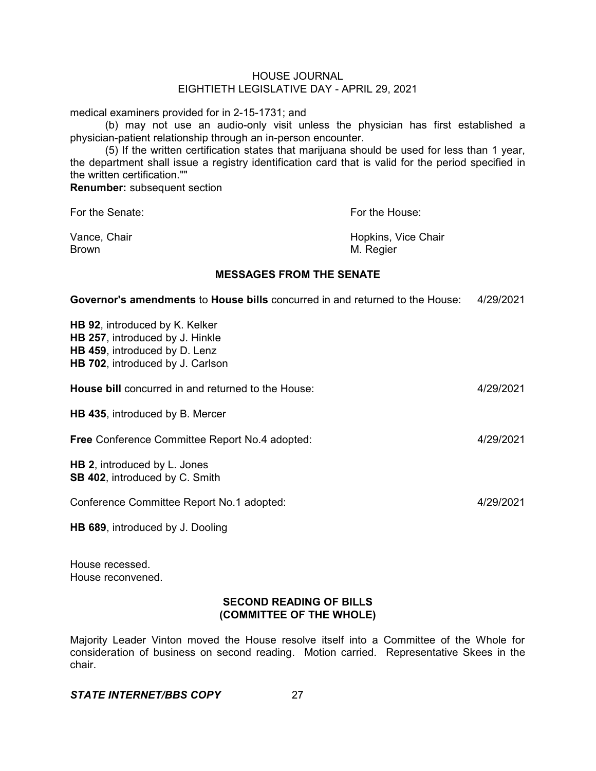medical examiners provided for in 2-15-1731; and

(b) may not use an audio-only visit unless the physician has first established a physician-patient relationship through an in-person encounter.

(5) If the written certification states that marijuana should be used for less than 1 year, the department shall issue a registry identification card that is valid for the period specified in the written certification.""

**Renumber:** subsequent section

| For the Senate: | For the House: |
|---|---|
| Vance, Chair | Hopkins, Vice Chair |
| Brown | M. Regier |

## MESSAGES FROM THE SENATE

**Governor's amendments** to **House bills** concurred in and returned to the House: 4/29/2021

**HB 92**, introduced by K. Kelker
**HB 257**, introduced by J. Hinkle
**HB 459**, introduced by D. Lenz
**HB 702**, introduced by J. Carlson

**House bill** concurred in and returned to the House: 4/29/2021

**HB 435**, introduced by B. Mercer

**Free** Conference Committee Report No.4 adopted: 4/29/2021

**HB 2**, introduced by L. Jones
**SB 402**, introduced by C. Smith

Conference Committee Report No.1 adopted: 4/29/2021

**HB 689**, introduced by J. Dooling

House recessed.
House reconvened.

## SECOND READING OF BILLS (COMMITTEE OF THE WHOLE)

Majority Leader Vinton moved the House resolve itself into a Committee of the Whole for consideration of business on second reading. Motion carried. Representative Skees in the chair.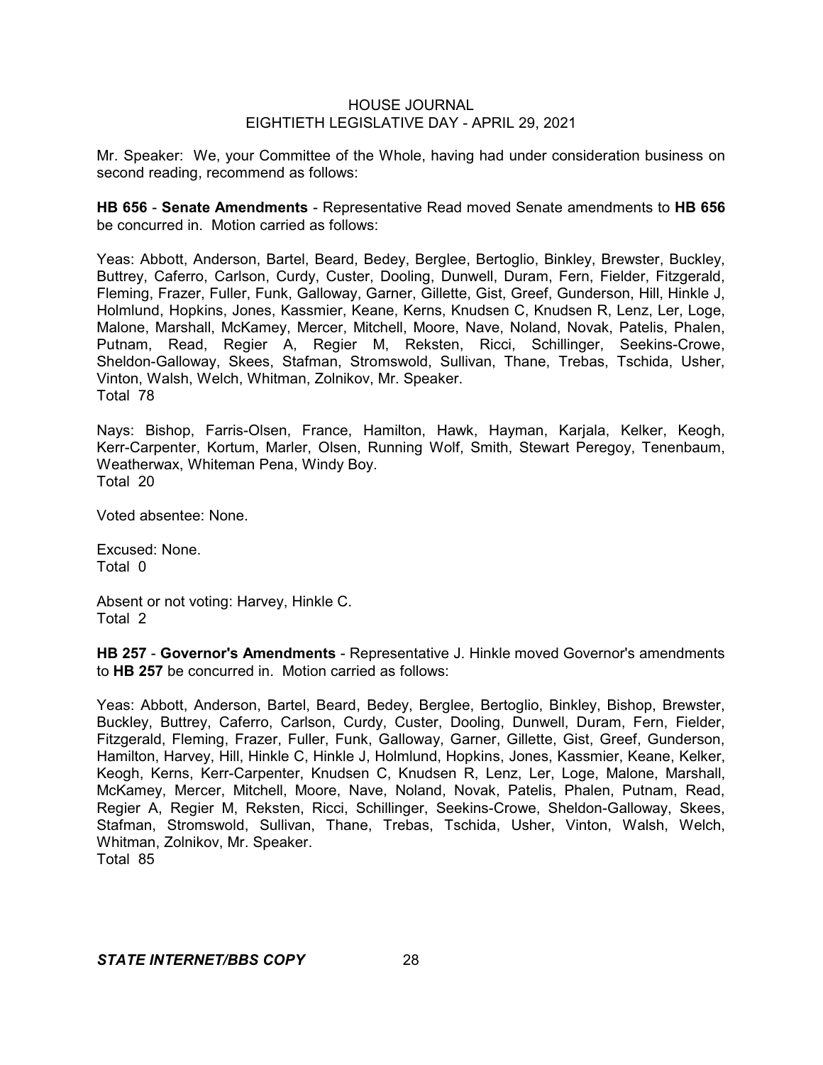Mr. Speaker: We, your Committee of the Whole, having had under consideration business on second reading, recommend as follows:

**HB 656** - **Senate Amendments** - Representative Read moved Senate amendments to **HB 656** be concurred in. Motion carried as follows:

Yeas: Abbott, Anderson, Bartel, Beard, Bedey, Berglee, Bertoglio, Binkley, Brewster, Buckley, Buttrey, Caferro, Carlson, Curdy, Custer, Dooling, Dunwell, Duram, Fern, Fielder, Fitzgerald, Fleming, Frazer, Fuller, Funk, Galloway, Garner, Gillette, Gist, Greef, Gunderson, Hill, Hinkle J, Holmlund, Hopkins, Jones, Kassmier, Keane, Kerns, Knudsen C, Knudsen R, Lenz, Ler, Loge, Malone, Marshall, McKamey, Mercer, Mitchell, Moore, Nave, Noland, Novak, Patelis, Phalen, Putnam, Read, Regier A, Regier M, Reksten, Ricci, Schillinger, Seekins-Crowe, Sheldon-Galloway, Skees, Stafman, Stromswold, Sullivan, Thane, Trebas, Tschida, Usher, Vinton, Walsh, Welch, Whitman, Zolnikov, Mr. Speaker.
Total 78

Nays: Bishop, Farris-Olsen, France, Hamilton, Hawk, Hayman, Karjala, Kelker, Keogh, Kerr-Carpenter, Kortum, Marler, Olsen, Running Wolf, Smith, Stewart Peregoy, Tenenbaum, Weatherwax, Whiteman Pena, Windy Boy.
Total 20

Voted absentee: None.

Excused: None.
Total 0

Absent or not voting: Harvey, Hinkle C.
Total 2

**HB 257** - **Governor's Amendments** - Representative J. Hinkle moved Governor's amendments to **HB 257** be concurred in. Motion carried as follows:

Yeas: Abbott, Anderson, Bartel, Beard, Bedey, Berglee, Bertoglio, Binkley, Bishop, Brewster, Buckley, Buttrey, Caferro, Carlson, Curdy, Custer, Dooling, Dunwell, Duram, Fern, Fielder, Fitzgerald, Fleming, Frazer, Fuller, Funk, Galloway, Garner, Gillette, Gist, Greef, Gunderson, Hamilton, Harvey, Hill, Hinkle C, Hinkle J, Holmlund, Hopkins, Jones, Kassmier, Keane, Kelker, Keogh, Kerns, Kerr-Carpenter, Knudsen C, Knudsen R, Lenz, Ler, Loge, Malone, Marshall, McKamey, Mercer, Mitchell, Moore, Nave, Noland, Novak, Patelis, Phalen, Putnam, Read, Regier A, Regier M, Reksten, Ricci, Schillinger, Seekins-Crowe, Sheldon-Galloway, Skees, Stafman, Stromswold, Sullivan, Thane, Trebas, Tschida, Usher, Vinton, Walsh, Welch, Whitman, Zolnikov, Mr. Speaker.
Total 85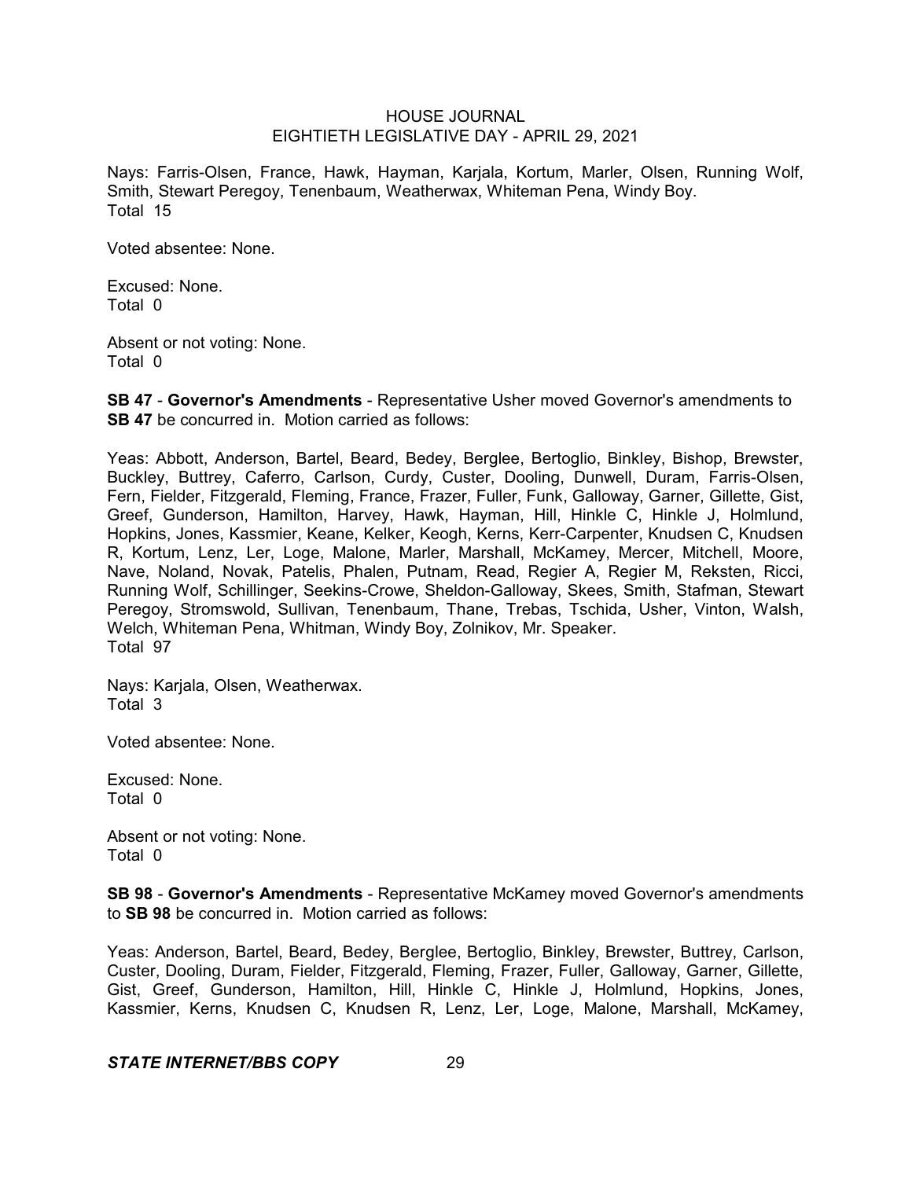Nays: Farris-Olsen, France, Hawk, Hayman, Karjala, Kortum, Marler, Olsen, Running Wolf, Smith, Stewart Peregoy, Tenenbaum, Weatherwax, Whiteman Pena, Windy Boy.
Total 15

Voted absentee: None.

Excused: None.
Total 0

Absent or not voting: None.
Total 0

**SB 47** - **Governor's Amendments** - Representative Usher moved Governor's amendments to **SB 47** be concurred in. Motion carried as follows:

Yeas: Abbott, Anderson, Bartel, Beard, Bedey, Berglee, Bertoglio, Binkley, Bishop, Brewster, Buckley, Buttrey, Caferro, Carlson, Curdy, Custer, Dooling, Dunwell, Duram, Farris-Olsen, Fern, Fielder, Fitzgerald, Fleming, France, Frazer, Fuller, Funk, Galloway, Garner, Gillette, Gist, Greef, Gunderson, Hamilton, Harvey, Hawk, Hayman, Hill, Hinkle C, Hinkle J, Holmlund, Hopkins, Jones, Kassmier, Keane, Kelker, Keogh, Kerns, Kerr-Carpenter, Knudsen C, Knudsen R, Kortum, Lenz, Ler, Loge, Malone, Marler, Marshall, McKamey, Mercer, Mitchell, Moore, Nave, Noland, Novak, Patelis, Phalen, Putnam, Read, Regier A, Regier M, Reksten, Ricci, Running Wolf, Schillinger, Seekins-Crowe, Sheldon-Galloway, Skees, Smith, Stafman, Stewart Peregoy, Stromswold, Sullivan, Tenenbaum, Thane, Trebas, Tschida, Usher, Vinton, Walsh, Welch, Whiteman Pena, Whitman, Windy Boy, Zolnikov, Mr. Speaker.
Total 97

Nays: Karjala, Olsen, Weatherwax.
Total 3

Voted absentee: None.

Excused: None.
Total 0

Absent or not voting: None.
Total 0

**SB 98** - **Governor's Amendments** - Representative McKamey moved Governor's amendments to **SB 98** be concurred in. Motion carried as follows:

Yeas: Anderson, Bartel, Beard, Bedey, Berglee, Bertoglio, Binkley, Brewster, Buttrey, Carlson, Custer, Dooling, Duram, Fielder, Fitzgerald, Fleming, Frazer, Fuller, Galloway, Garner, Gillette, Gist, Greef, Gunderson, Hamilton, Hill, Hinkle C, Hinkle J, Holmlund, Hopkins, Jones, Kassmier, Kerns, Knudsen C, Knudsen R, Lenz, Ler, Loge, Malone, Marshall, McKamey,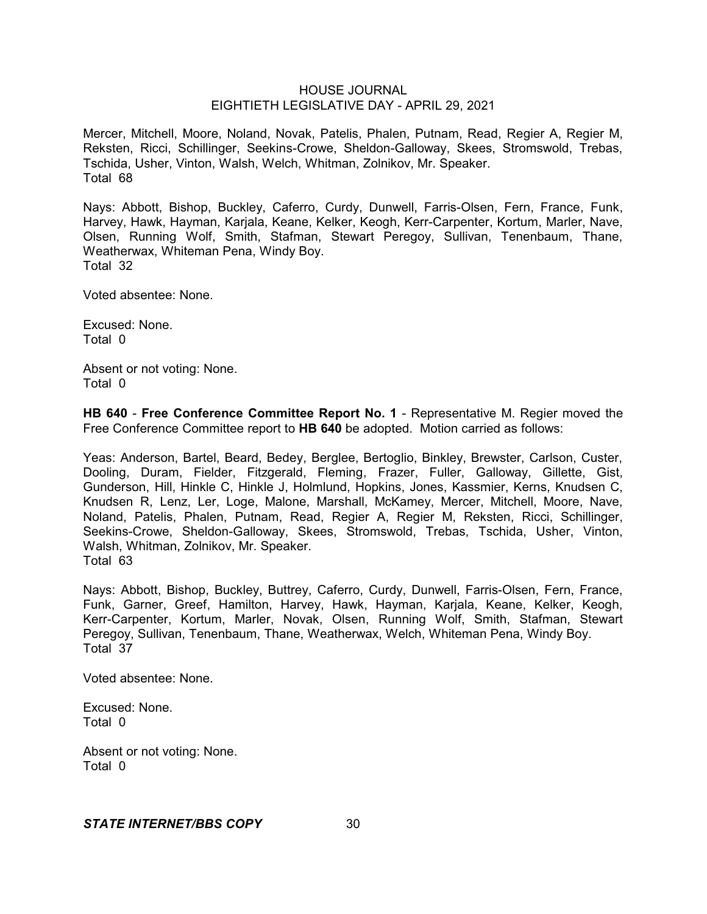Mercer, Mitchell, Moore, Noland, Novak, Patelis, Phalen, Putnam, Read, Regier A, Regier M, Reksten, Ricci, Schillinger, Seekins-Crowe, Sheldon-Galloway, Skees, Stromswold, Trebas, Tschida, Usher, Vinton, Walsh, Welch, Whitman, Zolnikov, Mr. Speaker.
Total 68

Nays: Abbott, Bishop, Buckley, Caferro, Curdy, Dunwell, Farris-Olsen, Fern, France, Funk, Harvey, Hawk, Hayman, Karjala, Keane, Kelker, Keogh, Kerr-Carpenter, Kortum, Marler, Nave, Olsen, Running Wolf, Smith, Stafman, Stewart Peregoy, Sullivan, Tenenbaum, Thane, Weatherwax, Whiteman Pena, Windy Boy.
Total 32

Voted absentee: None.

Excused: None.
Total 0

Absent or not voting: None.
Total 0

**HB 640** - **Free Conference Committee Report No. 1** - Representative M. Regier moved the Free Conference Committee report to **HB 640** be adopted. Motion carried as follows:

Yeas: Anderson, Bartel, Beard, Bedey, Berglee, Bertoglio, Binkley, Brewster, Carlson, Custer, Dooling, Duram, Fielder, Fitzgerald, Fleming, Frazer, Fuller, Galloway, Gillette, Gist, Gunderson, Hill, Hinkle C, Hinkle J, Holmlund, Hopkins, Jones, Kassmier, Kerns, Knudsen C, Knudsen R, Lenz, Ler, Loge, Malone, Marshall, McKamey, Mercer, Mitchell, Moore, Nave, Noland, Patelis, Phalen, Putnam, Read, Regier A, Regier M, Reksten, Ricci, Schillinger, Seekins-Crowe, Sheldon-Galloway, Skees, Stromswold, Trebas, Tschida, Usher, Vinton, Walsh, Whitman, Zolnikov, Mr. Speaker.
Total 63

Nays: Abbott, Bishop, Buckley, Buttrey, Caferro, Curdy, Dunwell, Farris-Olsen, Fern, France, Funk, Garner, Greef, Hamilton, Harvey, Hawk, Hayman, Karjala, Keane, Kelker, Keogh, Kerr-Carpenter, Kortum, Marler, Novak, Olsen, Running Wolf, Smith, Stafman, Stewart Peregoy, Sullivan, Tenenbaum, Thane, Weatherwax, Welch, Whiteman Pena, Windy Boy.
Total 37

Voted absentee: None.

Excused: None.
Total 0

Absent or not voting: None.
Total 0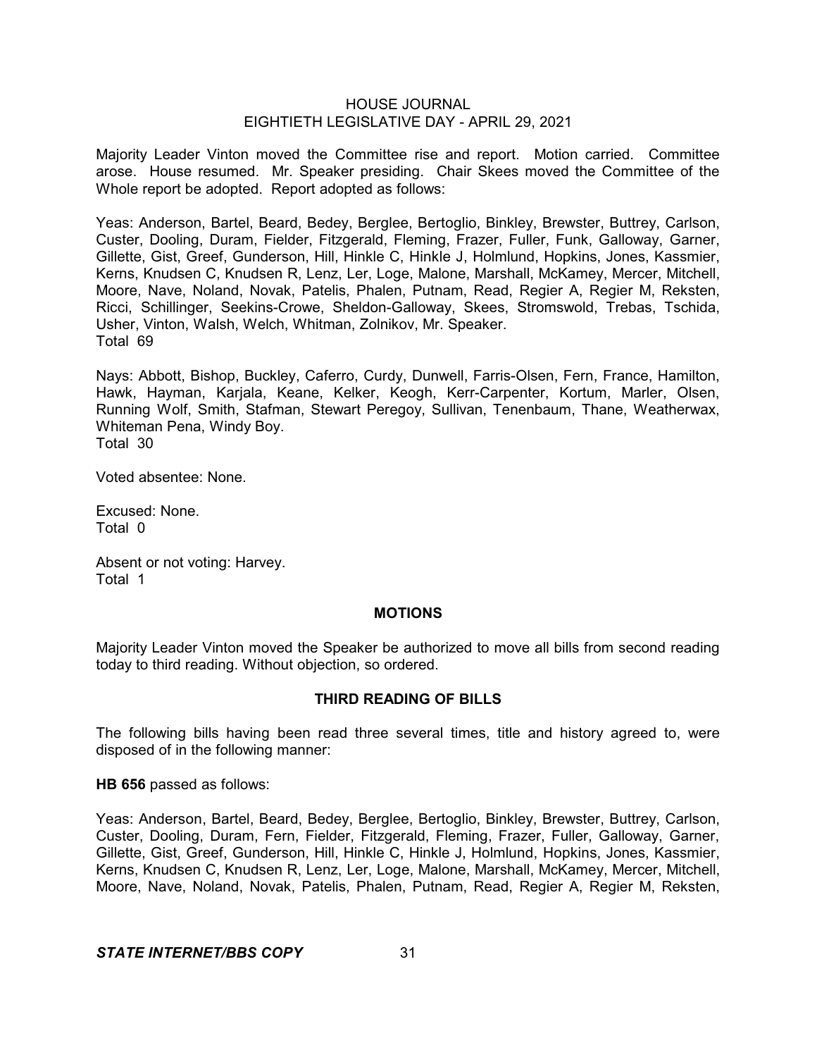Majority Leader Vinton moved the Committee rise and report. Motion carried. Committee arose. House resumed. Mr. Speaker presiding. Chair Skees moved the Committee of the Whole report be adopted. Report adopted as follows:

Yeas: Anderson, Bartel, Beard, Bedey, Berglee, Bertoglio, Binkley, Brewster, Buttrey, Carlson, Custer, Dooling, Duram, Fielder, Fitzgerald, Fleming, Frazer, Fuller, Funk, Galloway, Garner, Gillette, Gist, Greef, Gunderson, Hill, Hinkle C, Hinkle J, Holmlund, Hopkins, Jones, Kassmier, Kerns, Knudsen C, Knudsen R, Lenz, Ler, Loge, Malone, Marshall, McKamey, Mercer, Mitchell, Moore, Nave, Noland, Novak, Patelis, Phalen, Putnam, Read, Regier A, Regier M, Reksten, Ricci, Schillinger, Seekins-Crowe, Sheldon-Galloway, Skees, Stromswold, Trebas, Tschida, Usher, Vinton, Walsh, Welch, Whitman, Zolnikov, Mr. Speaker.
Total 69

Nays: Abbott, Bishop, Buckley, Caferro, Curdy, Dunwell, Farris-Olsen, Fern, France, Hamilton, Hawk, Hayman, Karjala, Keane, Kelker, Keogh, Kerr-Carpenter, Kortum, Marler, Olsen, Running Wolf, Smith, Stafman, Stewart Peregoy, Sullivan, Tenenbaum, Thane, Weatherwax, Whiteman Pena, Windy Boy.
Total 30

Voted absentee: None.

Excused: None.
Total 0

Absent or not voting: Harvey.
Total 1

## MOTIONS

Majority Leader Vinton moved the Speaker be authorized to move all bills from second reading today to third reading. Without objection, so ordered.

## THIRD READING OF BILLS

The following bills having been read three several times, title and history agreed to, were disposed of in the following manner:

**HB 656** passed as follows:

Yeas: Anderson, Bartel, Beard, Bedey, Berglee, Bertoglio, Binkley, Brewster, Buttrey, Carlson, Custer, Dooling, Duram, Fern, Fielder, Fitzgerald, Fleming, Frazer, Fuller, Galloway, Garner, Gillette, Gist, Greef, Gunderson, Hill, Hinkle C, Hinkle J, Holmlund, Hopkins, Jones, Kassmier, Kerns, Knudsen C, Knudsen R, Lenz, Ler, Loge, Malone, Marshall, McKamey, Mercer, Mitchell, Moore, Nave, Noland, Novak, Patelis, Phalen, Putnam, Read, Regier A, Regier M, Reksten,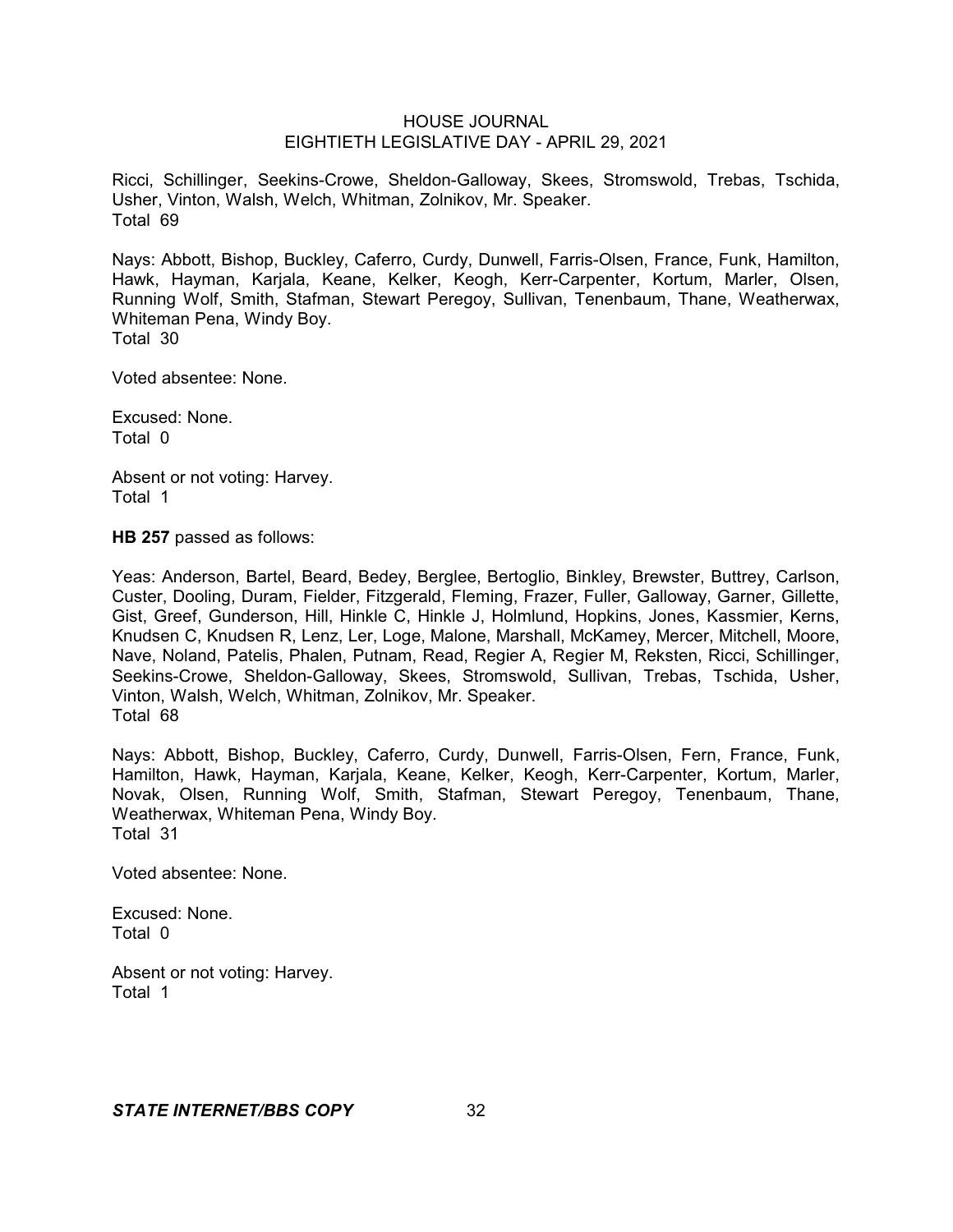Ricci, Schillinger, Seekins-Crowe, Sheldon-Galloway, Skees, Stromswold, Trebas, Tschida, Usher, Vinton, Walsh, Welch, Whitman, Zolnikov, Mr. Speaker.
Total 69

Nays: Abbott, Bishop, Buckley, Caferro, Curdy, Dunwell, Farris-Olsen, France, Funk, Hamilton, Hawk, Hayman, Karjala, Keane, Kelker, Keogh, Kerr-Carpenter, Kortum, Marler, Olsen, Running Wolf, Smith, Stafman, Stewart Peregoy, Sullivan, Tenenbaum, Thane, Weatherwax, Whiteman Pena, Windy Boy.
Total 30

Voted absentee: None.

Excused: None.
Total 0

Absent or not voting: Harvey.
Total 1

**HB 257** passed as follows:

Yeas: Anderson, Bartel, Beard, Bedey, Berglee, Bertoglio, Binkley, Brewster, Buttrey, Carlson, Custer, Dooling, Duram, Fielder, Fitzgerald, Fleming, Frazer, Fuller, Galloway, Garner, Gillette, Gist, Greef, Gunderson, Hill, Hinkle C, Hinkle J, Holmlund, Hopkins, Jones, Kassmier, Kerns, Knudsen C, Knudsen R, Lenz, Ler, Loge, Malone, Marshall, McKamey, Mercer, Mitchell, Moore, Nave, Noland, Patelis, Phalen, Putnam, Read, Regier A, Regier M, Reksten, Ricci, Schillinger, Seekins-Crowe, Sheldon-Galloway, Skees, Stromswold, Sullivan, Trebas, Tschida, Usher, Vinton, Walsh, Welch, Whitman, Zolnikov, Mr. Speaker.
Total 68

Nays: Abbott, Bishop, Buckley, Caferro, Curdy, Dunwell, Farris-Olsen, Fern, France, Funk, Hamilton, Hawk, Hayman, Karjala, Keane, Kelker, Keogh, Kerr-Carpenter, Kortum, Marler, Novak, Olsen, Running Wolf, Smith, Stafman, Stewart Peregoy, Tenenbaum, Thane, Weatherwax, Whiteman Pena, Windy Boy.
Total 31

Voted absentee: None.

Excused: None.
Total 0

Absent or not voting: Harvey.
Total 1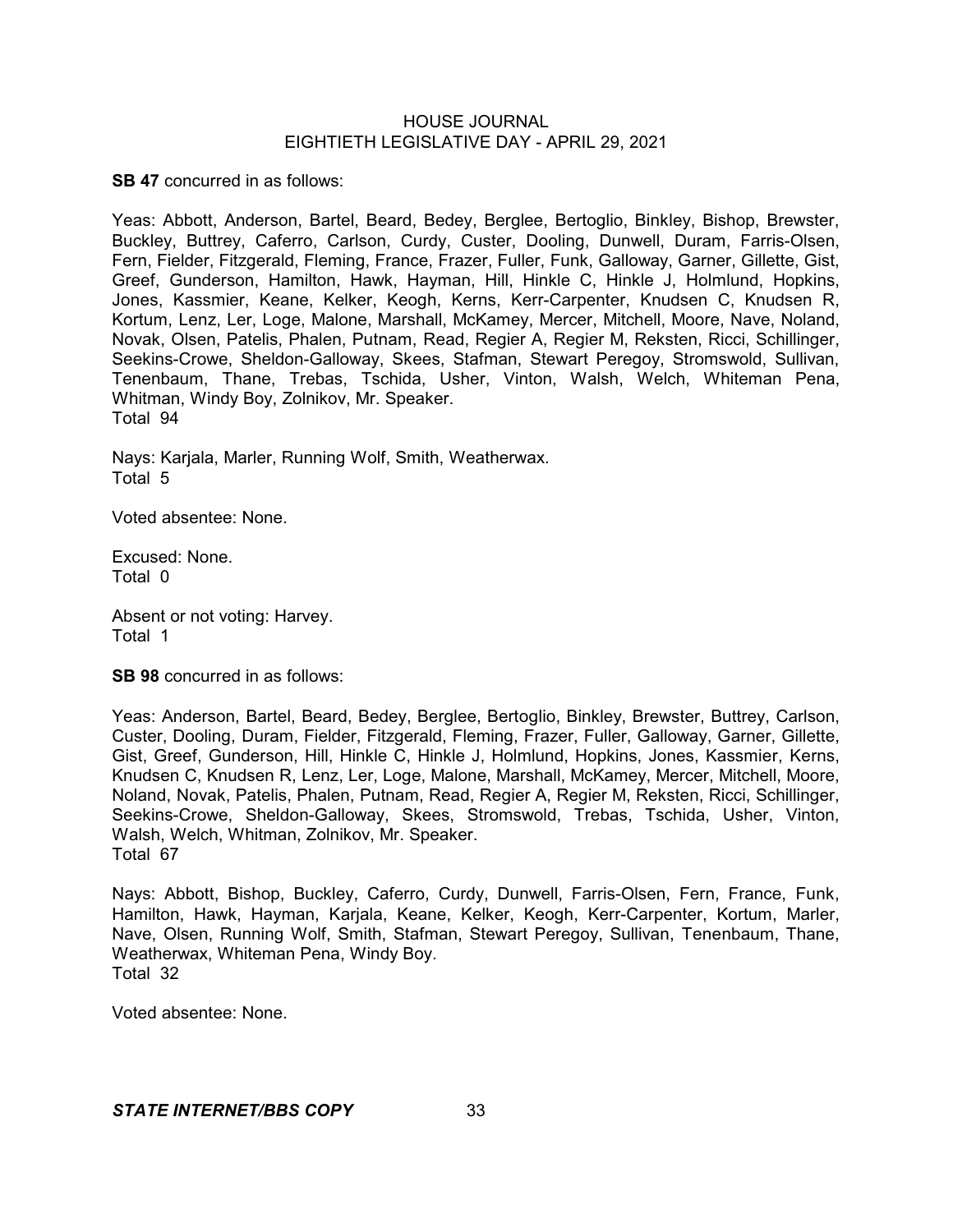**SB 47** concurred in as follows:

Yeas: Abbott, Anderson, Bartel, Beard, Bedey, Berglee, Bertoglio, Binkley, Bishop, Brewster, Buckley, Buttrey, Caferro, Carlson, Curdy, Custer, Dooling, Dunwell, Duram, Farris-Olsen, Fern, Fielder, Fitzgerald, Fleming, France, Frazer, Fuller, Funk, Galloway, Garner, Gillette, Gist, Greef, Gunderson, Hamilton, Hawk, Hayman, Hill, Hinkle C, Hinkle J, Holmlund, Hopkins, Jones, Kassmier, Keane, Kelker, Keogh, Kerns, Kerr-Carpenter, Knudsen C, Knudsen R, Kortum, Lenz, Ler, Loge, Malone, Marshall, McKamey, Mercer, Mitchell, Moore, Nave, Noland, Novak, Olsen, Patelis, Phalen, Putnam, Read, Regier A, Regier M, Reksten, Ricci, Schillinger, Seekins-Crowe, Sheldon-Galloway, Skees, Stafman, Stewart Peregoy, Stromswold, Sullivan, Tenenbaum, Thane, Trebas, Tschida, Usher, Vinton, Walsh, Welch, Whiteman Pena, Whitman, Windy Boy, Zolnikov, Mr. Speaker.
Total 94

Nays: Karjala, Marler, Running Wolf, Smith, Weatherwax.
Total 5

Voted absentee: None.

Excused: None.
Total 0

Absent or not voting: Harvey.
Total 1

**SB 98** concurred in as follows:

Yeas: Anderson, Bartel, Beard, Bedey, Berglee, Bertoglio, Binkley, Brewster, Buttrey, Carlson, Custer, Dooling, Duram, Fielder, Fitzgerald, Fleming, Frazer, Fuller, Galloway, Garner, Gillette, Gist, Greef, Gunderson, Hill, Hinkle C, Hinkle J, Holmlund, Hopkins, Jones, Kassmier, Kerns, Knudsen C, Knudsen R, Lenz, Ler, Loge, Malone, Marshall, McKamey, Mercer, Mitchell, Moore, Noland, Novak, Patelis, Phalen, Putnam, Read, Regier A, Regier M, Reksten, Ricci, Schillinger, Seekins-Crowe, Sheldon-Galloway, Skees, Stromswold, Trebas, Tschida, Usher, Vinton, Walsh, Welch, Whitman, Zolnikov, Mr. Speaker.
Total 67

Nays: Abbott, Bishop, Buckley, Caferro, Curdy, Dunwell, Farris-Olsen, Fern, France, Funk, Hamilton, Hawk, Hayman, Karjala, Keane, Kelker, Keogh, Kerr-Carpenter, Kortum, Marler, Nave, Olsen, Running Wolf, Smith, Stafman, Stewart Peregoy, Sullivan, Tenenbaum, Thane, Weatherwax, Whiteman Pena, Windy Boy.
Total 32

Voted absentee: None.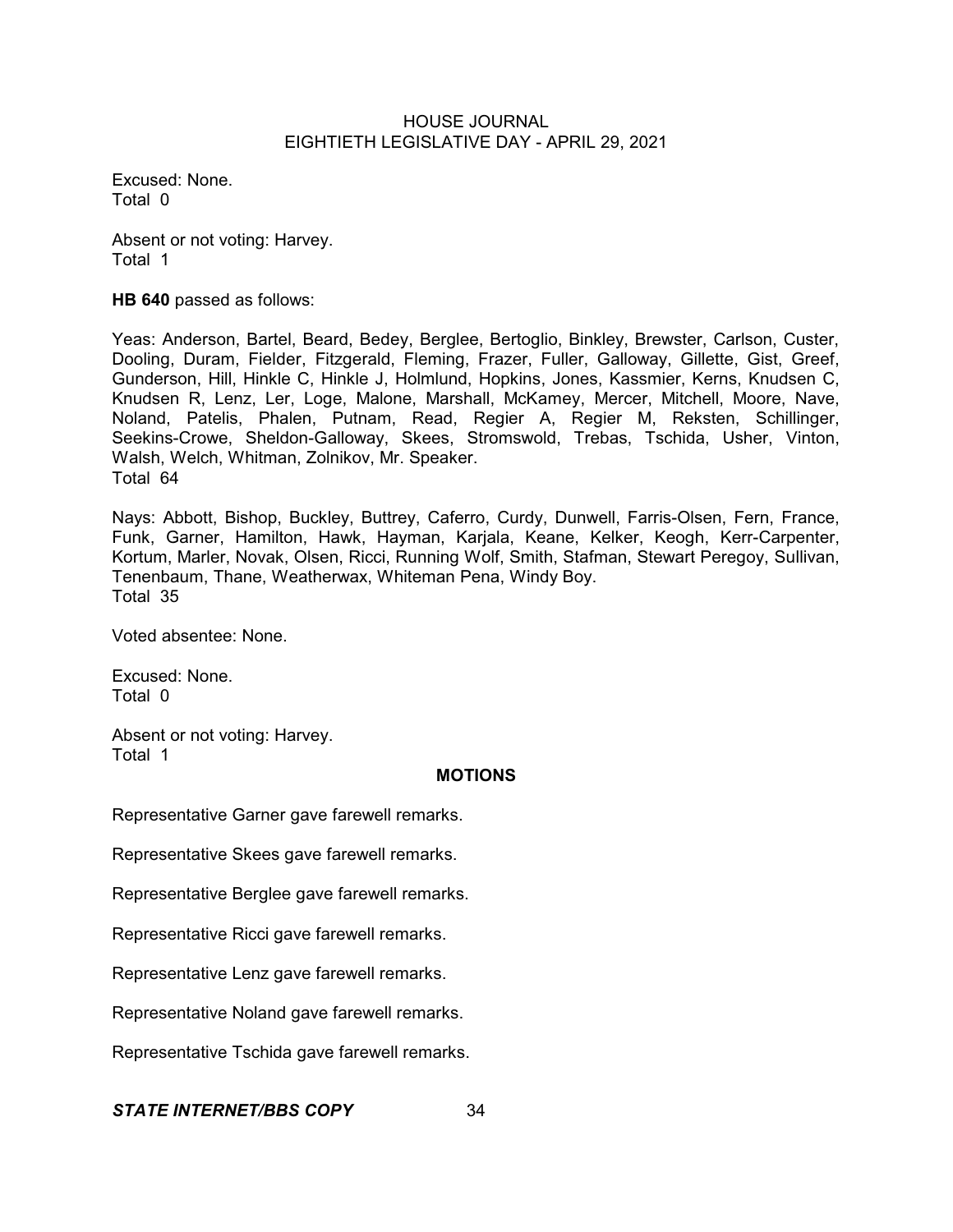Excused: None.
Total 0

Absent or not voting: Harvey.
Total 1

**HB 640** passed as follows:

Yeas: Anderson, Bartel, Beard, Bedey, Berglee, Bertoglio, Binkley, Brewster, Carlson, Custer, Dooling, Duram, Fielder, Fitzgerald, Fleming, Frazer, Fuller, Galloway, Gillette, Gist, Greef, Gunderson, Hill, Hinkle C, Hinkle J, Holmlund, Hopkins, Jones, Kassmier, Kerns, Knudsen C, Knudsen R, Lenz, Ler, Loge, Malone, Marshall, McKamey, Mercer, Mitchell, Moore, Nave, Noland, Patelis, Phalen, Putnam, Read, Regier A, Regier M, Reksten, Schillinger, Seekins-Crowe, Sheldon-Galloway, Skees, Stromswold, Trebas, Tschida, Usher, Vinton, Walsh, Welch, Whitman, Zolnikov, Mr. Speaker.
Total 64

Nays: Abbott, Bishop, Buckley, Buttrey, Caferro, Curdy, Dunwell, Farris-Olsen, Fern, France, Funk, Garner, Hamilton, Hawk, Hayman, Karjala, Keane, Kelker, Keogh, Kerr-Carpenter, Kortum, Marler, Novak, Olsen, Ricci, Running Wolf, Smith, Stafman, Stewart Peregoy, Sullivan, Tenenbaum, Thane, Weatherwax, Whiteman Pena, Windy Boy.
Total 35

Voted absentee: None.

Excused: None.
Total 0

Absent or not voting: Harvey.
Total 1

## MOTIONS

Representative Garner gave farewell remarks.

Representative Skees gave farewell remarks.

Representative Berglee gave farewell remarks.

Representative Ricci gave farewell remarks.

Representative Lenz gave farewell remarks.

Representative Noland gave farewell remarks.

Representative Tschida gave farewell remarks.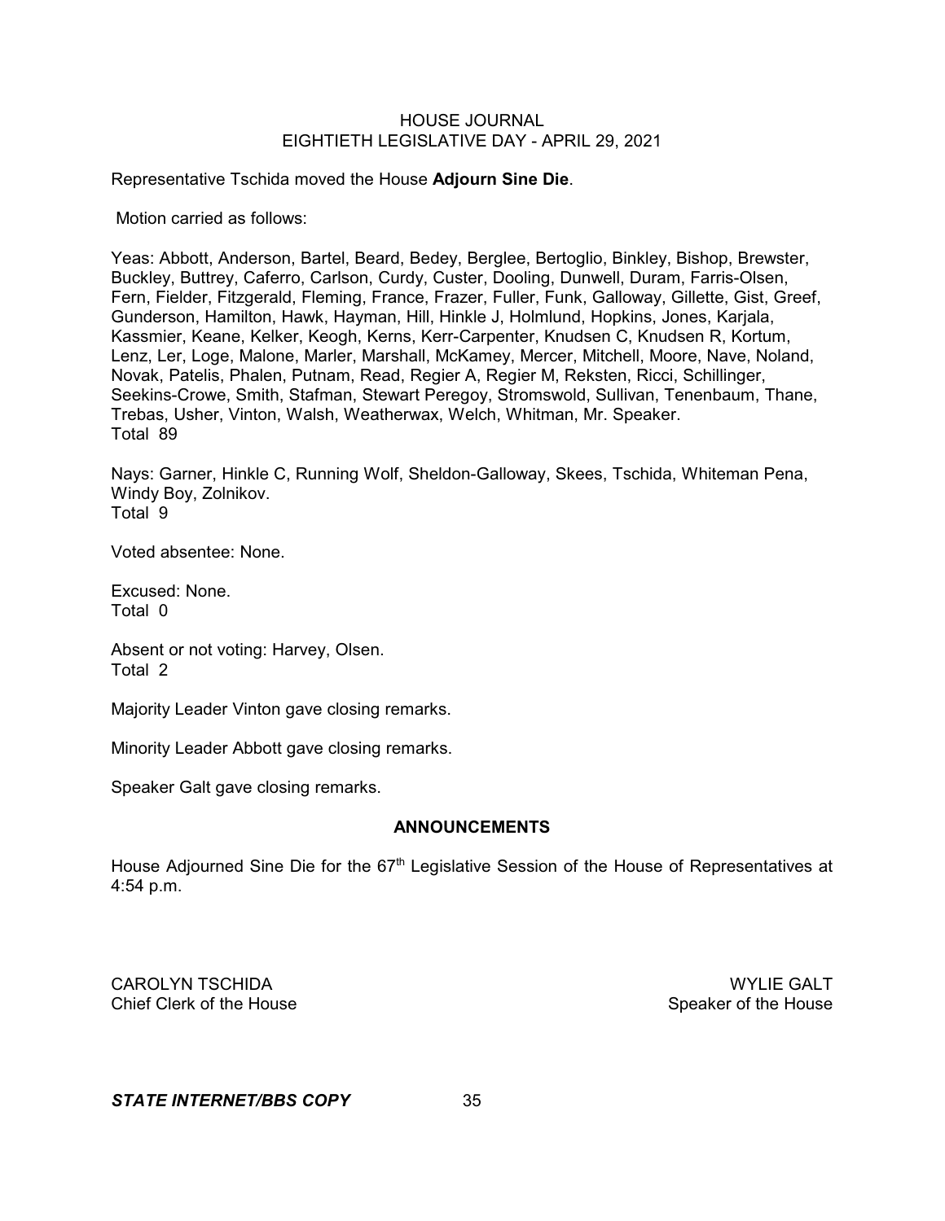Representative Tschida moved the House **Adjourn Sine Die**.

Motion carried as follows:

Yeas: Abbott, Anderson, Bartel, Beard, Bedey, Berglee, Bertoglio, Binkley, Bishop, Brewster, Buckley, Buttrey, Caferro, Carlson, Curdy, Custer, Dooling, Dunwell, Duram, Farris-Olsen, Fern, Fielder, Fitzgerald, Fleming, France, Frazer, Fuller, Funk, Galloway, Gillette, Gist, Greef, Gunderson, Hamilton, Hawk, Hayman, Hill, Hinkle J, Holmlund, Hopkins, Jones, Karjala, Kassmier, Keane, Kelker, Keogh, Kerns, Kerr-Carpenter, Knudsen C, Knudsen R, Kortum, Lenz, Ler, Loge, Malone, Marler, Marshall, McKamey, Mercer, Mitchell, Moore, Nave, Noland, Novak, Patelis, Phalen, Putnam, Read, Regier A, Regier M, Reksten, Ricci, Schillinger, Seekins-Crowe, Smith, Stafman, Stewart Peregoy, Stromswold, Sullivan, Tenenbaum, Thane, Trebas, Usher, Vinton, Walsh, Weatherwax, Welch, Whitman, Mr. Speaker.
Total 89

Nays: Garner, Hinkle C, Running Wolf, Sheldon-Galloway, Skees, Tschida, Whiteman Pena, Windy Boy, Zolnikov.
Total 9

Voted absentee: None.

Excused: None.
Total 0

Absent or not voting: Harvey, Olsen.
Total 2

Majority Leader Vinton gave closing remarks.

Minority Leader Abbott gave closing remarks.

Speaker Galt gave closing remarks.

## ANNOUNCEMENTS

House Adjourned Sine Die for the 67th Legislative Session of the House of Representatives at 4:54 p.m.

CAROLYN TSCHIDA
Chief Clerk of the House

WYLIE GALT
Speaker of the House